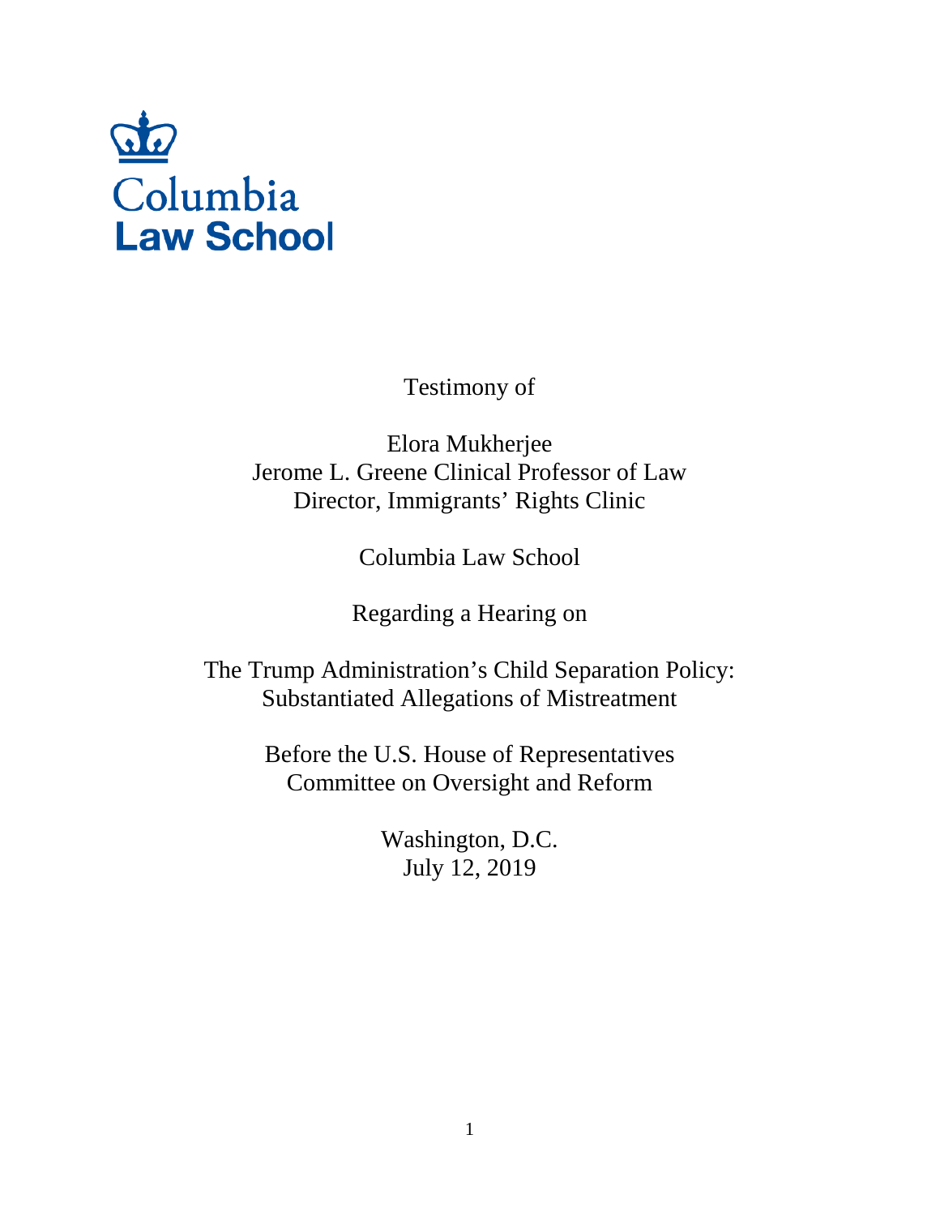Columbia
Law School

Testimony of

Elora Mukherjee
Jerome L. Greene Clinical Professor of Law
Director, Immigrants' Rights Clinic

Columbia Law School

Regarding a Hearing on

The Trump Administration's Child Separation Policy:
Substantiated Allegations of Mistreatment

Before the U.S. House of Representatives
Committee on Oversight and Reform

Washington, D.C.
July 12, 2019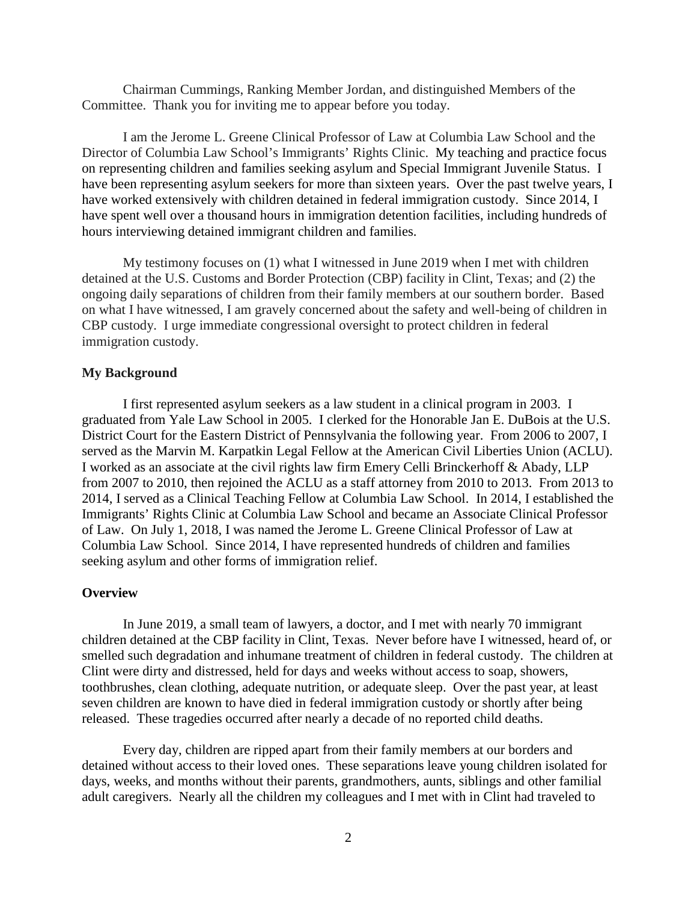Chairman Cummings, Ranking Member Jordan, and distinguished Members of the Committee. Thank you for inviting me to appear before you today.

I am the Jerome L. Greene Clinical Professor of Law at Columbia Law School and the Director of Columbia Law School's Immigrants' Rights Clinic. My teaching and practice focus on representing children and families seeking asylum and Special Immigrant Juvenile Status. I have been representing asylum seekers for more than sixteen years. Over the past twelve years, I have worked extensively with children detained in federal immigration custody. Since 2014, I have spent well over a thousand hours in immigration detention facilities, including hundreds of hours interviewing detained immigrant children and families.

My testimony focuses on (1) what I witnessed in June 2019 when I met with children detained at the U.S. Customs and Border Protection (CBP) facility in Clint, Texas; and (2) the ongoing daily separations of children from their family members at our southern border. Based on what I have witnessed, I am gravely concerned about the safety and well-being of children in CBP custody. I urge immediate congressional oversight to protect children in federal immigration custody.

**My Background**

I first represented asylum seekers as a law student in a clinical program in 2003. I graduated from Yale Law School in 2005. I clerked for the Honorable Jan E. DuBois at the U.S. District Court for the Eastern District of Pennsylvania the following year. From 2006 to 2007, I served as the Marvin M. Karpatkin Legal Fellow at the American Civil Liberties Union (ACLU). I worked as an associate at the civil rights law firm Emery Celli Brinckerhoff & Abady, LLP from 2007 to 2010, then rejoined the ACLU as a staff attorney from 2010 to 2013. From 2013 to 2014, I served as a Clinical Teaching Fellow at Columbia Law School. In 2014, I established the Immigrants' Rights Clinic at Columbia Law School and became an Associate Clinical Professor of Law. On July 1, 2018, I was named the Jerome L. Greene Clinical Professor of Law at Columbia Law School. Since 2014, I have represented hundreds of children and families seeking asylum and other forms of immigration relief.

**Overview**

In June 2019, a small team of lawyers, a doctor, and I met with nearly 70 immigrant children detained at the CBP facility in Clint, Texas. Never before have I witnessed, heard of, or smelled such degradation and inhumane treatment of children in federal custody. The children at Clint were dirty and distressed, held for days and weeks without access to soap, showers, toothbrushes, clean clothing, adequate nutrition, or adequate sleep. Over the past year, at least seven children are known to have died in federal immigration custody or shortly after being released. These tragedies occurred after nearly a decade of no reported child deaths.

Every day, children are ripped apart from their family members at our borders and detained without access to their loved ones. These separations leave young children isolated for days, weeks, and months without their parents, grandmothers, aunts, siblings and other familial adult caregivers. Nearly all the children my colleagues and I met with in Clint had traveled to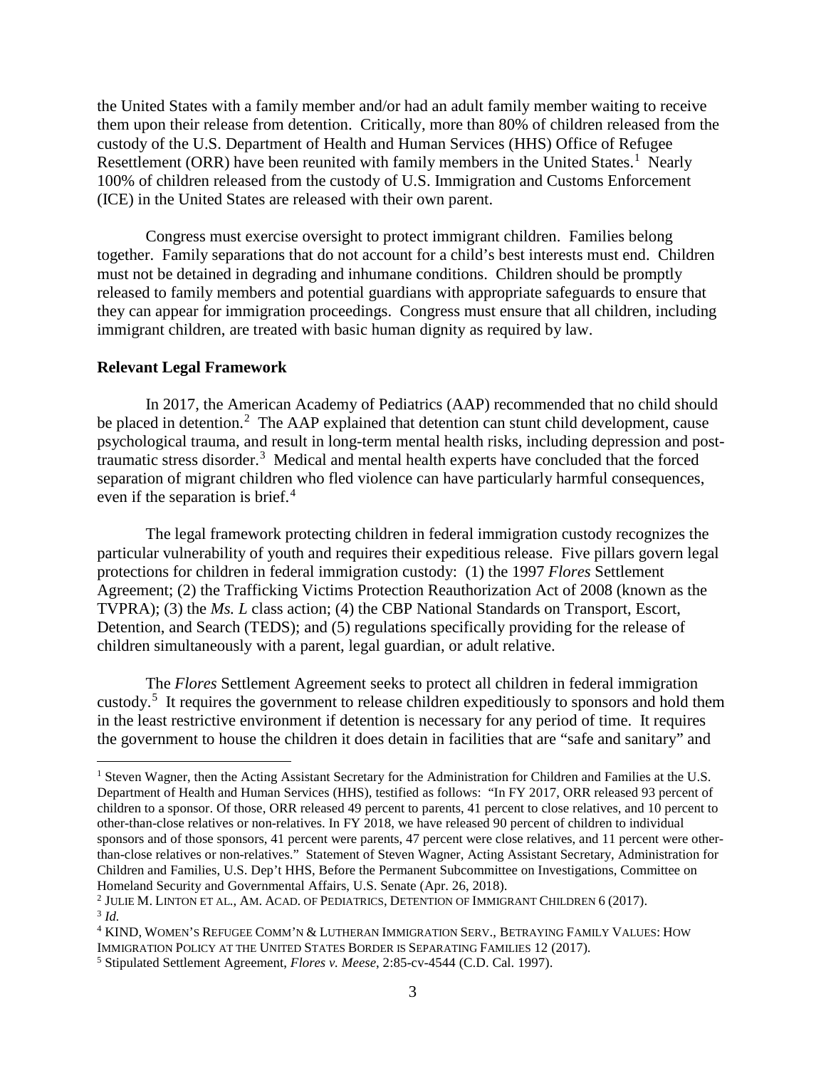the United States with a family member and/or had an adult family member waiting to receive them upon their release from detention. Critically, more than 80% of children released from the custody of the U.S. Department of Health and Human Services (HHS) Office of Refugee Resettlement (ORR) have been reunited with family members in the United States.[1] Nearly 100% of children released from the custody of U.S. Immigration and Customs Enforcement (ICE) in the United States are released with their own parent.

Congress must exercise oversight to protect immigrant children. Families belong together. Family separations that do not account for a child's best interests must end. Children must not be detained in degrading and inhumane conditions. Children should be promptly released to family members and potential guardians with appropriate safeguards to ensure that they can appear for immigration proceedings. Congress must ensure that all children, including immigrant children, are treated with basic human dignity as required by law.

**Relevant Legal Framework**

In 2017, the American Academy of Pediatrics (AAP) recommended that no child should be placed in detention.[2] The AAP explained that detention can stunt child development, cause psychological trauma, and result in long-term mental health risks, including depression and post-traumatic stress disorder.[3] Medical and mental health experts have concluded that the forced separation of migrant children who fled violence can have particularly harmful consequences, even if the separation is brief.[4]

The legal framework protecting children in federal immigration custody recognizes the particular vulnerability of youth and requires their expeditious release. Five pillars govern legal protections for children in federal immigration custody: (1) the 1997 *Flores* Settlement Agreement; (2) the Trafficking Victims Protection Reauthorization Act of 2008 (known as the TVPRA); (3) the *Ms. L* class action; (4) the CBP National Standards on Transport, Escort, Detention, and Search (TEDS); and (5) regulations specifically providing for the release of children simultaneously with a parent, legal guardian, or adult relative.

The *Flores* Settlement Agreement seeks to protect all children in federal immigration custody.[5] It requires the government to release children expeditiously to sponsors and hold them in the least restrictive environment if detention is necessary for any period of time. It requires the government to house the children it does detain in facilities that are "safe and sanitary" and

---

[1] Steven Wagner, then the Acting Assistant Secretary for the Administration for Children and Families at the U.S. Department of Health and Human Services (HHS), testified as follows: "In FY 2017, ORR released 93 percent of children to a sponsor. Of those, ORR released 49 percent to parents, 41 percent to close relatives, and 10 percent to other-than-close relatives or non-relatives. In FY 2018, we have released 90 percent of children to individual sponsors and of those sponsors, 41 percent were parents, 47 percent were close relatives, and 11 percent were other-than-close relatives or non-relatives." Statement of Steven Wagner, Acting Assistant Secretary, Administration for Children and Families, U.S. Dep't HHS, Before the Permanent Subcommittee on Investigations, Committee on Homeland Security and Governmental Affairs, U.S. Senate (Apr. 26, 2018).

[2] JULIE M. LINTON ET AL., AM. ACAD. OF PEDIATRICS, DETENTION OF IMMIGRANT CHILDREN 6 (2017).

[3] *Id.*

[4] KIND, WOMEN'S REFUGEE COMM'N & LUTHERAN IMMIGRATION SERV., BETRAYING FAMILY VALUES: HOW IMMIGRATION POLICY AT THE UNITED STATES BORDER IS SEPARATING FAMILIES 12 (2017).

[5] Stipulated Settlement Agreement, *Flores v. Meese*, 2:85-cv-4544 (C.D. Cal. 1997).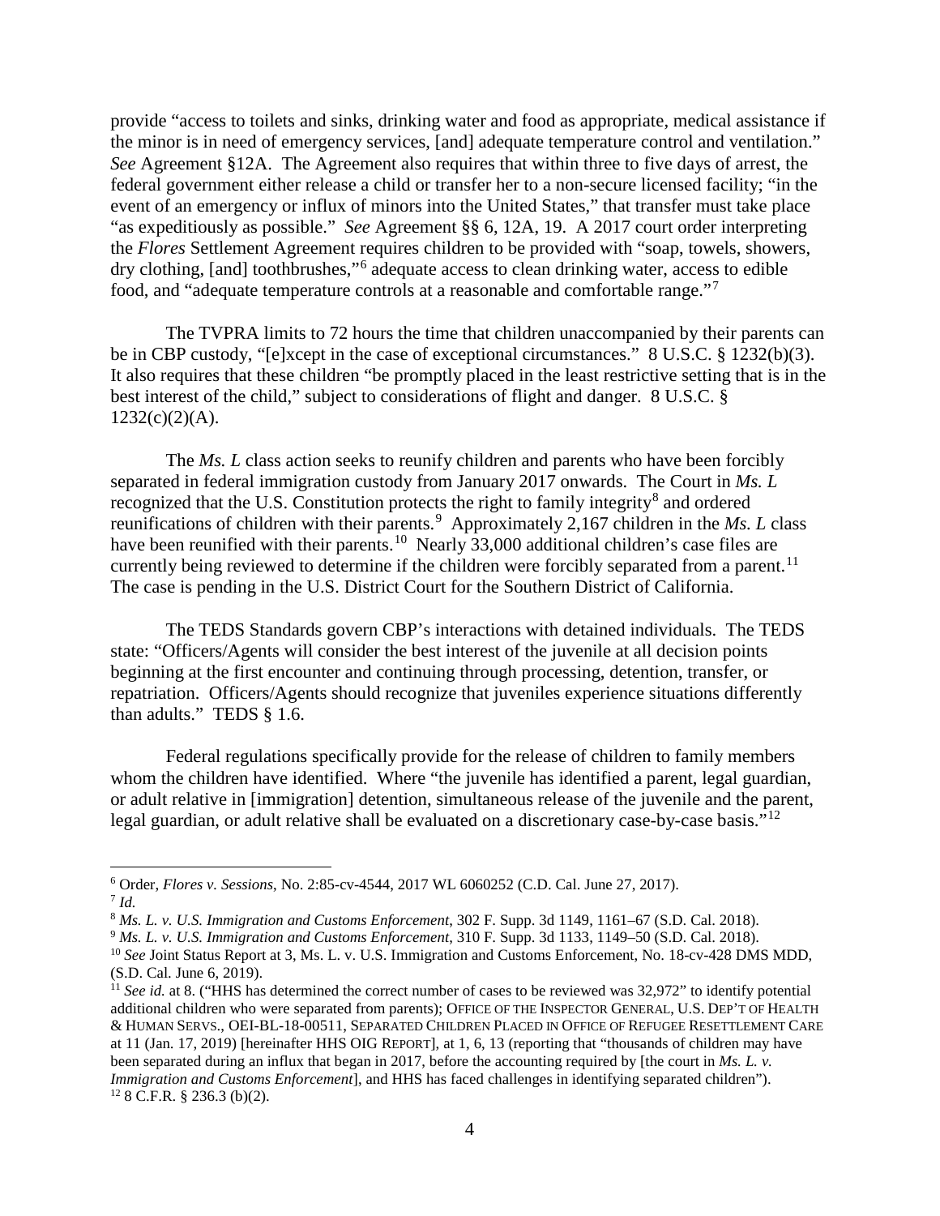provide "access to toilets and sinks, drinking water and food as appropriate, medical assistance if the minor is in need of emergency services, [and] adequate temperature control and ventilation." *See* Agreement §12A. The Agreement also requires that within three to five days of arrest, the federal government either release a child or transfer her to a non-secure licensed facility; "in the event of an emergency or influx of minors into the United States," that transfer must take place "as expeditiously as possible." *See* Agreement §§ 6, 12A, 19. A 2017 court order interpreting the *Flores* Settlement Agreement requires children to be provided with "soap, towels, showers, dry clothing, [and] toothbrushes,"[6] adequate access to clean drinking water, access to edible food, and "adequate temperature controls at a reasonable and comfortable range."[7]

The TVPRA limits to 72 hours the time that children unaccompanied by their parents can be in CBP custody, "[e]xcept in the case of exceptional circumstances." 8 U.S.C. § 1232(b)(3). It also requires that these children "be promptly placed in the least restrictive setting that is in the best interest of the child," subject to considerations of flight and danger. 8 U.S.C. § 1232(c)(2)(A).

The *Ms. L* class action seeks to reunify children and parents who have been forcibly separated in federal immigration custody from January 2017 onwards. The Court in *Ms. L* recognized that the U.S. Constitution protects the right to family integrity[8] and ordered reunifications of children with their parents.[9] Approximately 2,167 children in the *Ms. L* class have been reunified with their parents.[10] Nearly 33,000 additional children's case files are currently being reviewed to determine if the children were forcibly separated from a parent.[11] The case is pending in the U.S. District Court for the Southern District of California.

The TEDS Standards govern CBP's interactions with detained individuals. The TEDS state: "Officers/Agents will consider the best interest of the juvenile at all decision points beginning at the first encounter and continuing through processing, detention, transfer, or repatriation. Officers/Agents should recognize that juveniles experience situations differently than adults." TEDS § 1.6.

Federal regulations specifically provide for the release of children to family members whom the children have identified. Where "the juvenile has identified a parent, legal guardian, or adult relative in [immigration] detention, simultaneous release of the juvenile and the parent, legal guardian, or adult relative shall be evaluated on a discretionary case-by-case basis."[12]

---

[6] Order, *Flores v. Sessions*, No. 2:85-cv-4544, 2017 WL 6060252 (C.D. Cal. June 27, 2017).

[7] *Id.*

[8] *Ms. L. v. U.S. Immigration and Customs Enforcement*, 302 F. Supp. 3d 1149, 1161–67 (S.D. Cal. 2018).

[9] *Ms. L. v. U.S. Immigration and Customs Enforcement*, 310 F. Supp. 3d 1133, 1149–50 (S.D. Cal. 2018).

[10] *See* Joint Status Report at 3, Ms. L. v. U.S. Immigration and Customs Enforcement, No. 18-cv-428 DMS MDD, (S.D. Cal. June 6, 2019).

[11] *See id.* at 8. ("HHS has determined the correct number of cases to be reviewed was 32,972" to identify potential additional children who were separated from parents); OFFICE OF THE INSPECTOR GENERAL, U.S. DEP'T OF HEALTH & HUMAN SERVS., OEI-BL-18-00511, SEPARATED CHILDREN PLACED IN OFFICE OF REFUGEE RESETTLEMENT CARE at 11 (Jan. 17, 2019) [hereinafter HHS OIG REPORT], at 1, 6, 13 (reporting that "thousands of children may have been separated during an influx that began in 2017, before the accounting required by [the court in *Ms. L. v. Immigration and Customs Enforcement*], and HHS has faced challenges in identifying separated children").

[12] 8 C.F.R. § 236.3 (b)(2).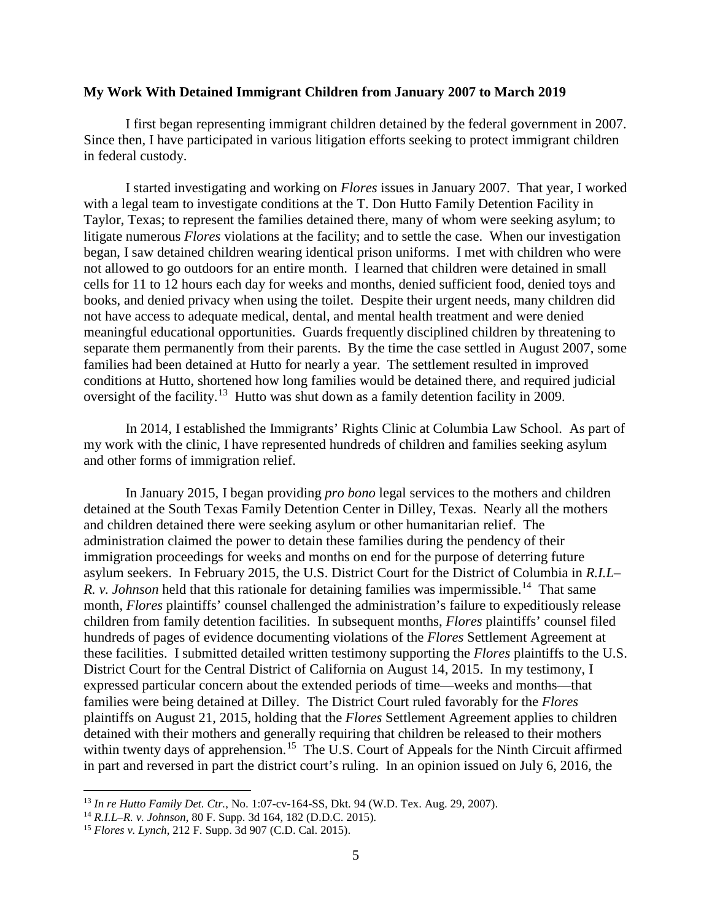**My Work With Detained Immigrant Children from January 2007 to March 2019**

I first began representing immigrant children detained by the federal government in 2007. Since then, I have participated in various litigation efforts seeking to protect immigrant children in federal custody.

I started investigating and working on *Flores* issues in January 2007. That year, I worked with a legal team to investigate conditions at the T. Don Hutto Family Detention Facility in Taylor, Texas; to represent the families detained there, many of whom were seeking asylum; to litigate numerous *Flores* violations at the facility; and to settle the case. When our investigation began, I saw detained children wearing identical prison uniforms. I met with children who were not allowed to go outdoors for an entire month. I learned that children were detained in small cells for 11 to 12 hours each day for weeks and months, denied sufficient food, denied toys and books, and denied privacy when using the toilet. Despite their urgent needs, many children did not have access to adequate medical, dental, and mental health treatment and were denied meaningful educational opportunities. Guards frequently disciplined children by threatening to separate them permanently from their parents. By the time the case settled in August 2007, some families had been detained at Hutto for nearly a year. The settlement resulted in improved conditions at Hutto, shortened how long families would be detained there, and required judicial oversight of the facility.[13] Hutto was shut down as a family detention facility in 2009.

In 2014, I established the Immigrants' Rights Clinic at Columbia Law School. As part of my work with the clinic, I have represented hundreds of children and families seeking asylum and other forms of immigration relief.

In January 2015, I began providing *pro bono* legal services to the mothers and children detained at the South Texas Family Detention Center in Dilley, Texas. Nearly all the mothers and children detained there were seeking asylum or other humanitarian relief. The administration claimed the power to detain these families during the pendency of their immigration proceedings for weeks and months on end for the purpose of deterring future asylum seekers. In February 2015, the U.S. District Court for the District of Columbia in *R.I.L–R. v. Johnson* held that this rationale for detaining families was impermissible.[14] That same month, *Flores* plaintiffs' counsel challenged the administration's failure to expeditiously release children from family detention facilities. In subsequent months, *Flores* plaintiffs' counsel filed hundreds of pages of evidence documenting violations of the *Flores* Settlement Agreement at these facilities. I submitted detailed written testimony supporting the *Flores* plaintiffs to the U.S. District Court for the Central District of California on August 14, 2015. In my testimony, I expressed particular concern about the extended periods of time—weeks and months—that families were being detained at Dilley. The District Court ruled favorably for the *Flores* plaintiffs on August 21, 2015, holding that the *Flores* Settlement Agreement applies to children detained with their mothers and generally requiring that children be released to their mothers within twenty days of apprehension.[15] The U.S. Court of Appeals for the Ninth Circuit affirmed in part and reversed in part the district court's ruling. In an opinion issued on July 6, 2016, the

---

[13] *In re Hutto Family Det. Ctr.*, No. 1:07-cv-164-SS, Dkt. 94 (W.D. Tex. Aug. 29, 2007).

[14] *R.I.L–R. v. Johnson*, 80 F. Supp. 3d 164, 182 (D.D.C. 2015).

[15] *Flores v. Lynch*, 212 F. Supp. 3d 907 (C.D. Cal. 2015).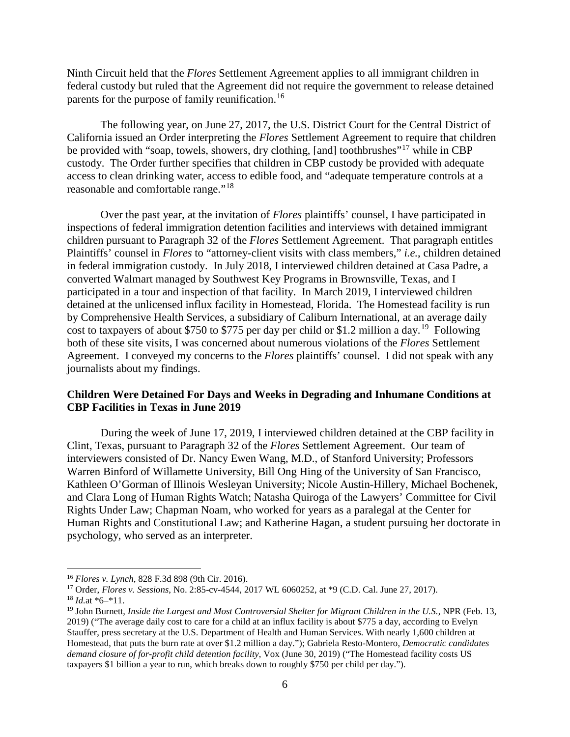Ninth Circuit held that the *Flores* Settlement Agreement applies to all immigrant children in federal custody but ruled that the Agreement did not require the government to release detained parents for the purpose of family reunification.[16]

The following year, on June 27, 2017, the U.S. District Court for the Central District of California issued an Order interpreting the *Flores* Settlement Agreement to require that children be provided with "soap, towels, showers, dry clothing, [and] toothbrushes"[17] while in CBP custody. The Order further specifies that children in CBP custody be provided with adequate access to clean drinking water, access to edible food, and "adequate temperature controls at a reasonable and comfortable range."[18]

Over the past year, at the invitation of *Flores* plaintiffs' counsel, I have participated in inspections of federal immigration detention facilities and interviews with detained immigrant children pursuant to Paragraph 32 of the *Flores* Settlement Agreement. That paragraph entitles Plaintiffs' counsel in *Flores* to "attorney-client visits with class members," *i.e.*, children detained in federal immigration custody. In July 2018, I interviewed children detained at Casa Padre, a converted Walmart managed by Southwest Key Programs in Brownsville, Texas, and I participated in a tour and inspection of that facility. In March 2019, I interviewed children detained at the unlicensed influx facility in Homestead, Florida. The Homestead facility is run by Comprehensive Health Services, a subsidiary of Caliburn International, at an average daily cost to taxpayers of about $750 to $775 per day per child or $1.2 million a day.[19] Following both of these site visits, I was concerned about numerous violations of the *Flores* Settlement Agreement. I conveyed my concerns to the *Flores* plaintiffs' counsel. I did not speak with any journalists about my findings.

**Children Were Detained For Days and Weeks in Degrading and Inhumane Conditions at CBP Facilities in Texas in June 2019**

During the week of June 17, 2019, I interviewed children detained at the CBP facility in Clint, Texas, pursuant to Paragraph 32 of the *Flores* Settlement Agreement. Our team of interviewers consisted of Dr. Nancy Ewen Wang, M.D., of Stanford University; Professors Warren Binford of Willamette University, Bill Ong Hing of the University of San Francisco, Kathleen O'Gorman of Illinois Wesleyan University; Nicole Austin-Hillery, Michael Bochenek, and Clara Long of Human Rights Watch; Natasha Quiroga of the Lawyers' Committee for Civil Rights Under Law; Chapman Noam, who worked for years as a paralegal at the Center for Human Rights and Constitutional Law; and Katherine Hagan, a student pursuing her doctorate in psychology, who served as an interpreter.

---

[16] *Flores v. Lynch*, 828 F.3d 898 (9th Cir. 2016).

[17] Order, *Flores v. Sessions*, No. 2:85-cv-4544, 2017 WL 6060252, at *9 (C.D. Cal. June 27, 2017).

[18] *Id.*at *6–*11.

[19] John Burnett, *Inside the Largest and Most Controversial Shelter for Migrant Children in the U.S.*, NPR (Feb. 13, 2019) ("The average daily cost to care for a child at an influx facility is about $775 a day, according to Evelyn Stauffer, press secretary at the U.S. Department of Health and Human Services. With nearly 1,600 children at Homestead, that puts the burn rate at over $1.2 million a day."); Gabriela Resto-Montero, *Democratic candidates demand closure of for-profit child detention facility*, Vox (June 30, 2019) ("The Homestead facility costs US taxpayers $1 billion a year to run, which breaks down to roughly $750 per child per day.").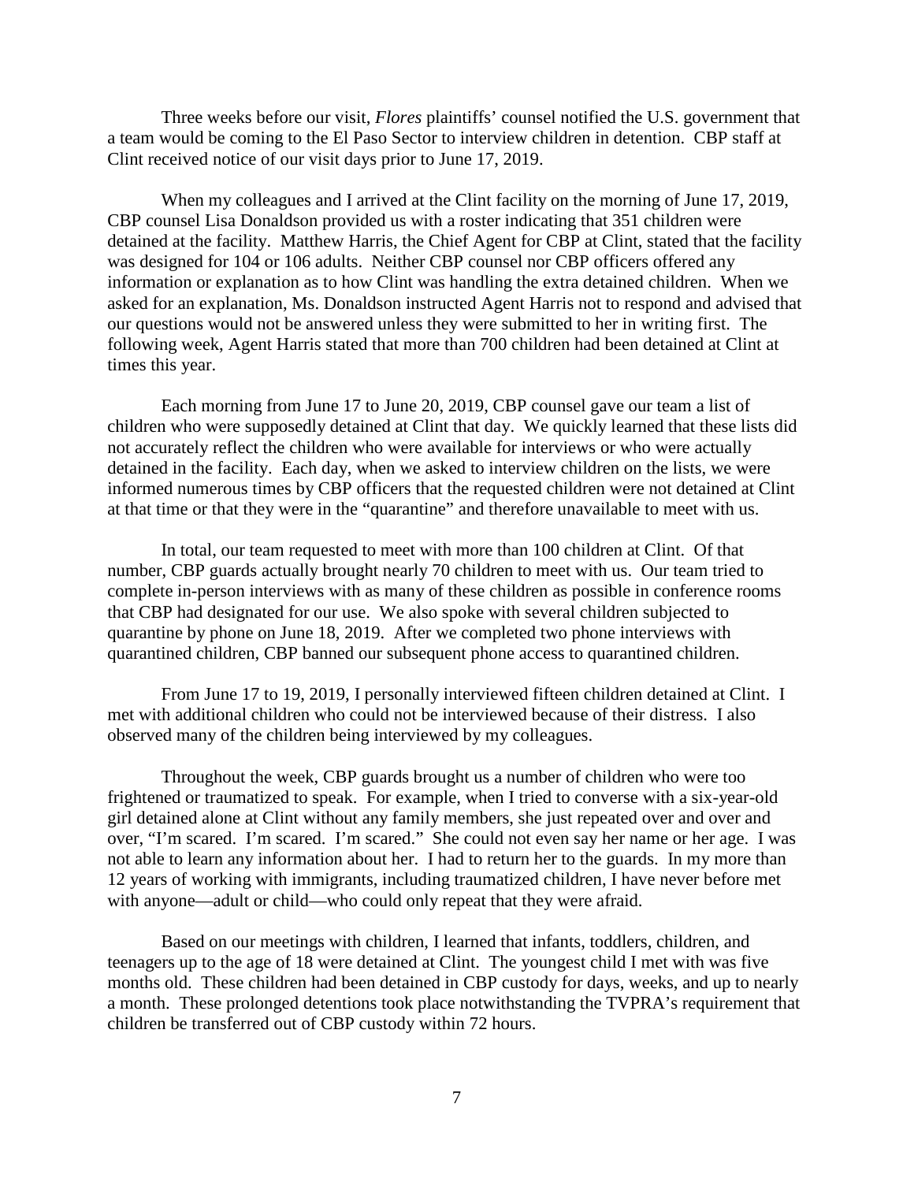Three weeks before our visit, *Flores* plaintiffs' counsel notified the U.S. government that a team would be coming to the El Paso Sector to interview children in detention. CBP staff at Clint received notice of our visit days prior to June 17, 2019.

When my colleagues and I arrived at the Clint facility on the morning of June 17, 2019, CBP counsel Lisa Donaldson provided us with a roster indicating that 351 children were detained at the facility. Matthew Harris, the Chief Agent for CBP at Clint, stated that the facility was designed for 104 or 106 adults. Neither CBP counsel nor CBP officers offered any information or explanation as to how Clint was handling the extra detained children. When we asked for an explanation, Ms. Donaldson instructed Agent Harris not to respond and advised that our questions would not be answered unless they were submitted to her in writing first. The following week, Agent Harris stated that more than 700 children had been detained at Clint at times this year.

Each morning from June 17 to June 20, 2019, CBP counsel gave our team a list of children who were supposedly detained at Clint that day. We quickly learned that these lists did not accurately reflect the children who were available for interviews or who were actually detained in the facility. Each day, when we asked to interview children on the lists, we were informed numerous times by CBP officers that the requested children were not detained at Clint at that time or that they were in the "quarantine" and therefore unavailable to meet with us.

In total, our team requested to meet with more than 100 children at Clint. Of that number, CBP guards actually brought nearly 70 children to meet with us. Our team tried to complete in-person interviews with as many of these children as possible in conference rooms that CBP had designated for our use. We also spoke with several children subjected to quarantine by phone on June 18, 2019. After we completed two phone interviews with quarantined children, CBP banned our subsequent phone access to quarantined children.

From June 17 to 19, 2019, I personally interviewed fifteen children detained at Clint. I met with additional children who could not be interviewed because of their distress. I also observed many of the children being interviewed by my colleagues.

Throughout the week, CBP guards brought us a number of children who were too frightened or traumatized to speak. For example, when I tried to converse with a six-year-old girl detained alone at Clint without any family members, she just repeated over and over and over, "I'm scared. I'm scared. I'm scared." She could not even say her name or her age. I was not able to learn any information about her. I had to return her to the guards. In my more than 12 years of working with immigrants, including traumatized children, I have never before met with anyone—adult or child—who could only repeat that they were afraid.

Based on our meetings with children, I learned that infants, toddlers, children, and teenagers up to the age of 18 were detained at Clint. The youngest child I met with was five months old. These children had been detained in CBP custody for days, weeks, and up to nearly a month. These prolonged detentions took place notwithstanding the TVPRA's requirement that children be transferred out of CBP custody within 72 hours.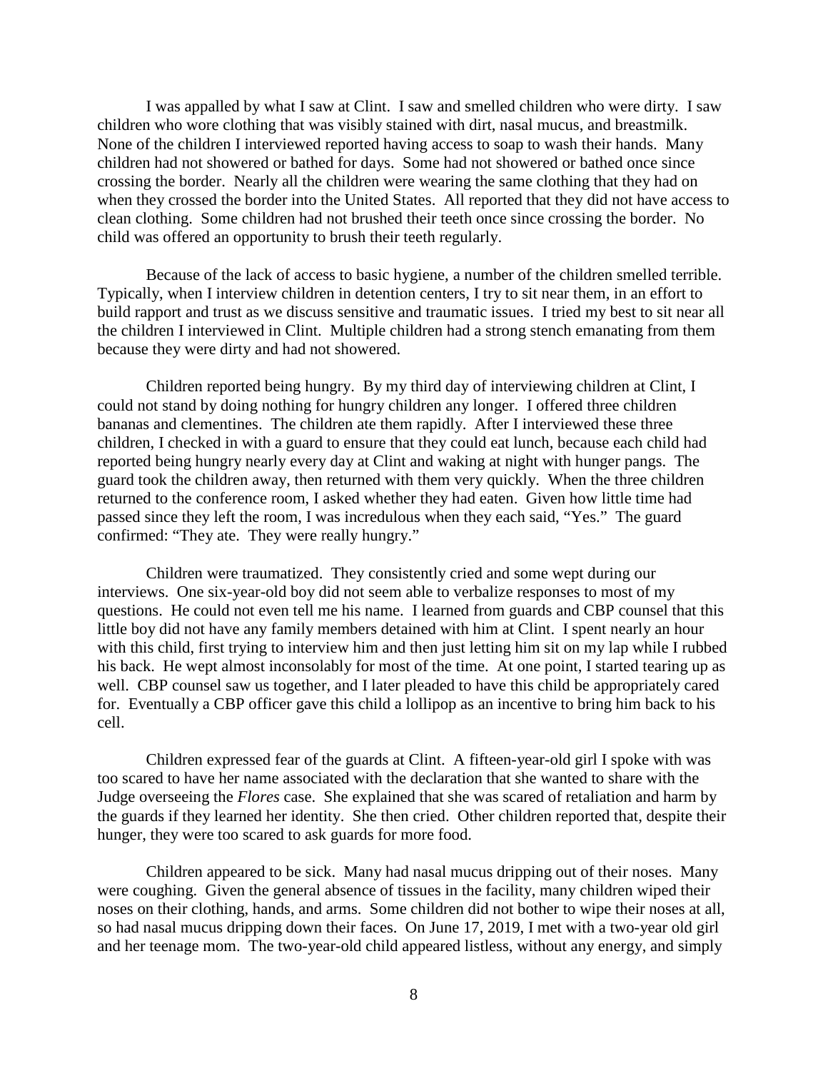I was appalled by what I saw at Clint. I saw and smelled children who were dirty. I saw children who wore clothing that was visibly stained with dirt, nasal mucus, and breastmilk. None of the children I interviewed reported having access to soap to wash their hands. Many children had not showered or bathed for days. Some had not showered or bathed once since crossing the border. Nearly all the children were wearing the same clothing that they had on when they crossed the border into the United States. All reported that they did not have access to clean clothing. Some children had not brushed their teeth once since crossing the border. No child was offered an opportunity to brush their teeth regularly.

Because of the lack of access to basic hygiene, a number of the children smelled terrible. Typically, when I interview children in detention centers, I try to sit near them, in an effort to build rapport and trust as we discuss sensitive and traumatic issues. I tried my best to sit near all the children I interviewed in Clint. Multiple children had a strong stench emanating from them because they were dirty and had not showered.

Children reported being hungry. By my third day of interviewing children at Clint, I could not stand by doing nothing for hungry children any longer. I offered three children bananas and clementines. The children ate them rapidly. After I interviewed these three children, I checked in with a guard to ensure that they could eat lunch, because each child had reported being hungry nearly every day at Clint and waking at night with hunger pangs. The guard took the children away, then returned with them very quickly. When the three children returned to the conference room, I asked whether they had eaten. Given how little time had passed since they left the room, I was incredulous when they each said, "Yes." The guard confirmed: "They ate. They were really hungry."

Children were traumatized. They consistently cried and some wept during our interviews. One six-year-old boy did not seem able to verbalize responses to most of my questions. He could not even tell me his name. I learned from guards and CBP counsel that this little boy did not have any family members detained with him at Clint. I spent nearly an hour with this child, first trying to interview him and then just letting him sit on my lap while I rubbed his back. He wept almost inconsolably for most of the time. At one point, I started tearing up as well. CBP counsel saw us together, and I later pleaded to have this child be appropriately cared for. Eventually a CBP officer gave this child a lollipop as an incentive to bring him back to his cell.

Children expressed fear of the guards at Clint. A fifteen-year-old girl I spoke with was too scared to have her name associated with the declaration that she wanted to share with the Judge overseeing the *Flores* case. She explained that she was scared of retaliation and harm by the guards if they learned her identity. She then cried. Other children reported that, despite their hunger, they were too scared to ask guards for more food.

Children appeared to be sick. Many had nasal mucus dripping out of their noses. Many were coughing. Given the general absence of tissues in the facility, many children wiped their noses on their clothing, hands, and arms. Some children did not bother to wipe their noses at all, so had nasal mucus dripping down their faces. On June 17, 2019, I met with a two-year old girl and her teenage mom. The two-year-old child appeared listless, without any energy, and simply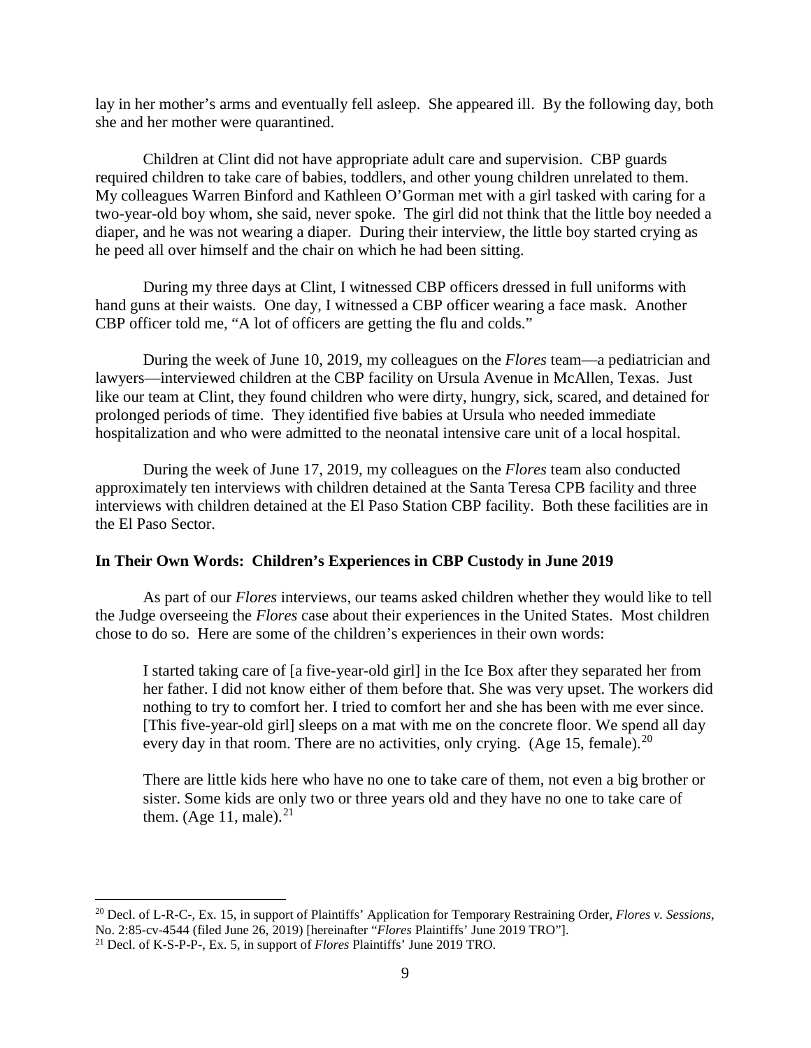lay in her mother's arms and eventually fell asleep. She appeared ill. By the following day, both she and her mother were quarantined.

Children at Clint did not have appropriate adult care and supervision. CBP guards required children to take care of babies, toddlers, and other young children unrelated to them. My colleagues Warren Binford and Kathleen O'Gorman met with a girl tasked with caring for a two-year-old boy whom, she said, never spoke. The girl did not think that the little boy needed a diaper, and he was not wearing a diaper. During their interview, the little boy started crying as he peed all over himself and the chair on which he had been sitting.

During my three days at Clint, I witnessed CBP officers dressed in full uniforms with hand guns at their waists. One day, I witnessed a CBP officer wearing a face mask. Another CBP officer told me, "A lot of officers are getting the flu and colds."

During the week of June 10, 2019, my colleagues on the *Flores* team—a pediatrician and lawyers—interviewed children at the CBP facility on Ursula Avenue in McAllen, Texas. Just like our team at Clint, they found children who were dirty, hungry, sick, scared, and detained for prolonged periods of time. They identified five babies at Ursula who needed immediate hospitalization and who were admitted to the neonatal intensive care unit of a local hospital.

During the week of June 17, 2019, my colleagues on the *Flores* team also conducted approximately ten interviews with children detained at the Santa Teresa CPB facility and three interviews with children detained at the El Paso Station CBP facility. Both these facilities are in the El Paso Sector.

**In Their Own Words: Children's Experiences in CBP Custody in June 2019**

As part of our *Flores* interviews, our teams asked children whether they would like to tell the Judge overseeing the *Flores* case about their experiences in the United States. Most children chose to do so. Here are some of the children's experiences in their own words:

> I started taking care of [a five-year-old girl] in the Ice Box after they separated her from her father. I did not know either of them before that. She was very upset. The workers did nothing to try to comfort her. I tried to comfort her and she has been with me ever since. [This five-year-old girl] sleeps on a mat with me on the concrete floor. We spend all day every day in that room. There are no activities, only crying. (Age 15, female).[20]

> There are little kids here who have no one to take care of them, not even a big brother or sister. Some kids are only two or three years old and they have no one to take care of them. (Age 11, male).[21]

---

[20] Decl. of L-R-C-, Ex. 15, in support of Plaintiffs' Application for Temporary Restraining Order, *Flores v. Sessions*, No. 2:85-cv-4544 (filed June 26, 2019) [hereinafter "*Flores* Plaintiffs' June 2019 TRO"].

[21] Decl. of K-S-P-P-, Ex. 5, in support of *Flores* Plaintiffs' June 2019 TRO.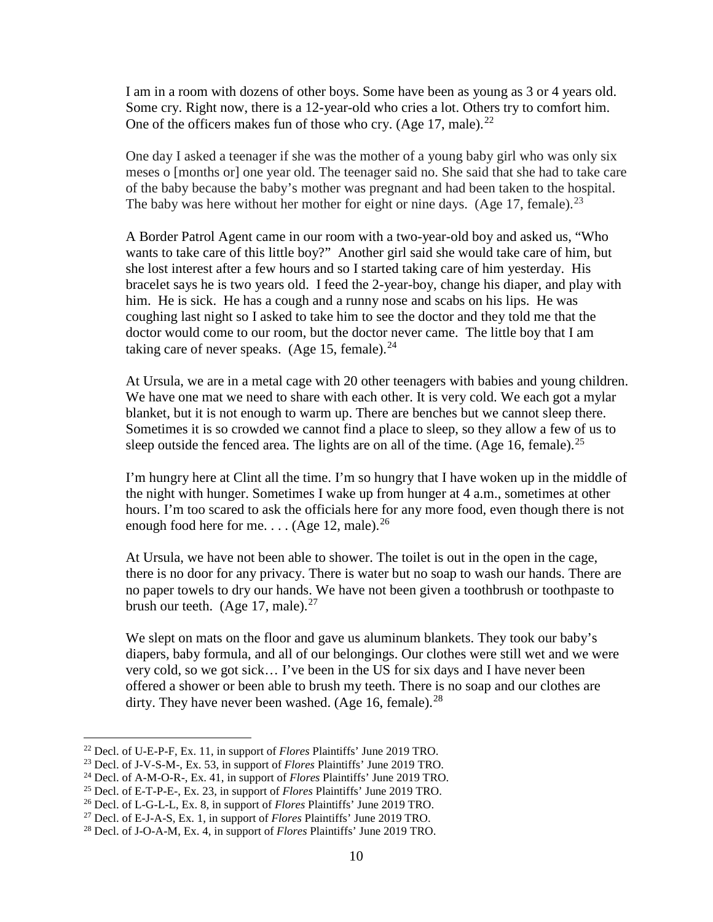> I am in a room with dozens of other boys. Some have been as young as 3 or 4 years old. Some cry. Right now, there is a 12-year-old who cries a lot. Others try to comfort him. One of the officers makes fun of those who cry. (Age 17, male).[22]

> One day I asked a teenager if she was the mother of a young baby girl who was only six meses o [months or] one year old. The teenager said no. She said that she had to take care of the baby because the baby's mother was pregnant and had been taken to the hospital. The baby was here without her mother for eight or nine days. (Age 17, female).[23]

> A Border Patrol Agent came in our room with a two-year-old boy and asked us, "Who wants to take care of this little boy?" Another girl said she would take care of him, but she lost interest after a few hours and so I started taking care of him yesterday. His bracelet says he is two years old. I feed the 2-year-boy, change his diaper, and play with him. He is sick. He has a cough and a runny nose and scabs on his lips. He was coughing last night so I asked to take him to see the doctor and they told me that the doctor would come to our room, but the doctor never came. The little boy that I am taking care of never speaks. (Age 15, female).[24]

> At Ursula, we are in a metal cage with 20 other teenagers with babies and young children. We have one mat we need to share with each other. It is very cold. We each got a mylar blanket, but it is not enough to warm up. There are benches but we cannot sleep there. Sometimes it is so crowded we cannot find a place to sleep, so they allow a few of us to sleep outside the fenced area. The lights are on all of the time. (Age 16, female).[25]

> I'm hungry here at Clint all the time. I'm so hungry that I have woken up in the middle of the night with hunger. Sometimes I wake up from hunger at 4 a.m., sometimes at other hours. I'm too scared to ask the officials here for any more food, even though there is not enough food here for me. . . . (Age 12, male).[26]

> At Ursula, we have not been able to shower. The toilet is out in the open in the cage, there is no door for any privacy. There is water but no soap to wash our hands. There are no paper towels to dry our hands. We have not been given a toothbrush or toothpaste to brush our teeth. (Age 17, male).[27]

> We slept on mats on the floor and gave us aluminum blankets. They took our baby's diapers, baby formula, and all of our belongings. Our clothes were still wet and we were very cold, so we got sick… I've been in the US for six days and I have never been offered a shower or been able to brush my teeth. There is no soap and our clothes are dirty. They have never been washed. (Age 16, female).[28]

---

[22] Decl. of U-E-P-F, Ex. 11, in support of *Flores* Plaintiffs' June 2019 TRO.

[23] Decl. of J-V-S-M-, Ex. 53, in support of *Flores* Plaintiffs' June 2019 TRO.

[24] Decl. of A-M-O-R-, Ex. 41, in support of *Flores* Plaintiffs' June 2019 TRO.

[25] Decl. of E-T-P-E-, Ex. 23, in support of *Flores* Plaintiffs' June 2019 TRO.

[26] Decl. of L-G-L-L, Ex. 8, in support of *Flores* Plaintiffs' June 2019 TRO.

[27] Decl. of E-J-A-S, Ex. 1, in support of *Flores* Plaintiffs' June 2019 TRO.

[28] Decl. of J-O-A-M, Ex. 4, in support of *Flores* Plaintiffs' June 2019 TRO.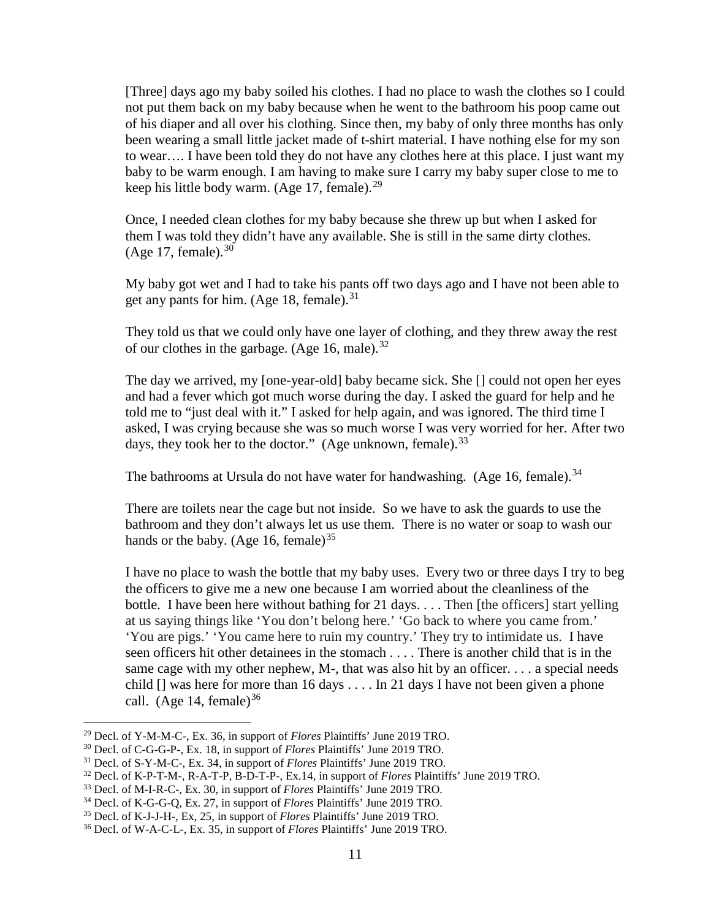> [Three] days ago my baby soiled his clothes. I had no place to wash the clothes so I could not put them back on my baby because when he went to the bathroom his poop came out of his diaper and all over his clothing. Since then, my baby of only three months has only been wearing a small little jacket made of t-shirt material. I have nothing else for my son to wear…. I have been told they do not have any clothes here at this place. I just want my baby to be warm enough. I am having to make sure I carry my baby super close to me to keep his little body warm. (Age 17, female).[29]

> Once, I needed clean clothes for my baby because she threw up but when I asked for them I was told they didn't have any available. She is still in the same dirty clothes. (Age 17, female).[30]

> My baby got wet and I had to take his pants off two days ago and I have not been able to get any pants for him. (Age 18, female).[31]

> They told us that we could only have one layer of clothing, and they threw away the rest of our clothes in the garbage. (Age 16, male).[32]

> The day we arrived, my [one-year-old] baby became sick. She [] could not open her eyes and had a fever which got much worse during the day. I asked the guard for help and he told me to "just deal with it." I asked for help again, and was ignored. The third time I asked, I was crying because she was so much worse I was very worried for her. After two days, they took her to the doctor." (Age unknown, female).[33]

> The bathrooms at Ursula do not have water for handwashing. (Age 16, female).[34]

> There are toilets near the cage but not inside. So we have to ask the guards to use the bathroom and they don't always let us use them. There is no water or soap to wash our hands or the baby. (Age 16, female)[35]

> I have no place to wash the bottle that my baby uses. Every two or three days I try to beg the officers to give me a new one because I am worried about the cleanliness of the bottle. I have been here without bathing for 21 days. . . . Then [the officers] start yelling at us saying things like 'You don't belong here.' 'Go back to where you came from.' 'You are pigs.' 'You came here to ruin my country.' They try to intimidate us. I have seen officers hit other detainees in the stomach . . . . There is another child that is in the same cage with my other nephew, M-, that was also hit by an officer. . . . a special needs child [] was here for more than 16 days . . . . In 21 days I have not been given a phone call. (Age 14, female)[36]

---

[29] Decl. of Y-M-M-C-, Ex. 36, in support of *Flores* Plaintiffs' June 2019 TRO.

[30] Decl. of C-G-G-P-, Ex. 18, in support of *Flores* Plaintiffs' June 2019 TRO.

[31] Decl. of S-Y-M-C-, Ex. 34, in support of *Flores* Plaintiffs' June 2019 TRO.

[32] Decl. of K-P-T-M-, R-A-T-P, B-D-T-P-, Ex.14, in support of *Flores* Plaintiffs' June 2019 TRO.

[33] Decl. of M-I-R-C-, Ex. 30, in support of *Flores* Plaintiffs' June 2019 TRO.

[34] Decl. of K-G-G-Q, Ex. 27, in support of *Flores* Plaintiffs' June 2019 TRO.

[35] Decl. of K-J-J-H-, Ex, 25, in support of *Flores* Plaintiffs' June 2019 TRO.

[36] Decl. of W-A-C-L-, Ex. 35, in support of *Flores* Plaintiffs' June 2019 TRO.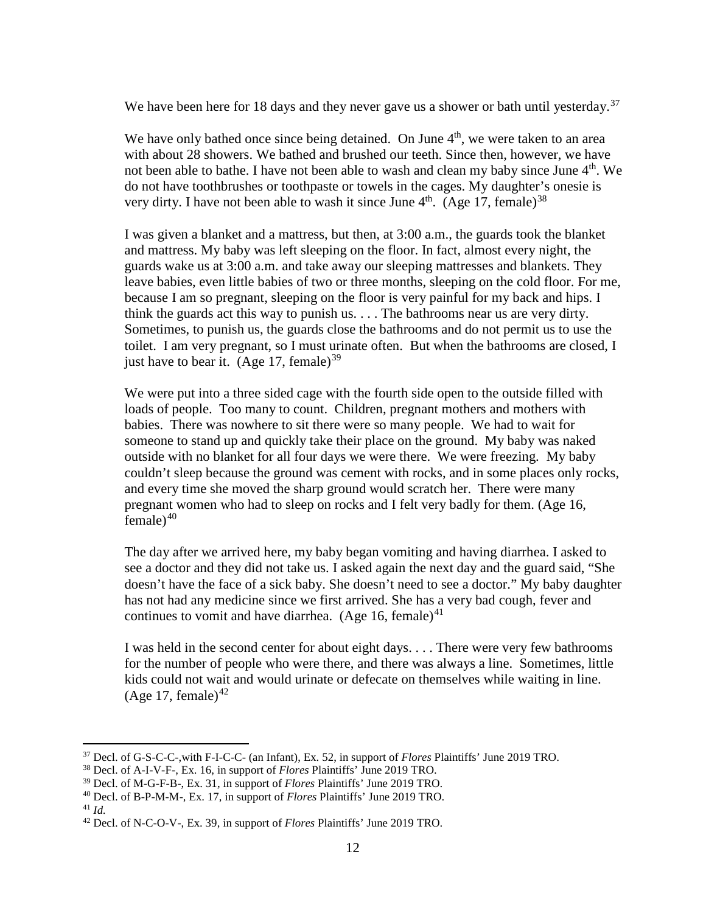We have been here for 18 days and they never gave us a shower or bath until yesterday.[37]

We have only bathed once since being detained. On June 4th, we were taken to an area with about 28 showers. We bathed and brushed our teeth. Since then, however, we have not been able to bathe. I have not been able to wash and clean my baby since June 4th. We do not have toothbrushes or toothpaste or towels in the cages. My daughter's onesie is very dirty. I have not been able to wash it since June 4th. (Age 17, female)[38]

I was given a blanket and a mattress, but then, at 3:00 a.m., the guards took the blanket and mattress. My baby was left sleeping on the floor. In fact, almost every night, the guards wake us at 3:00 a.m. and take away our sleeping mattresses and blankets. They leave babies, even little babies of two or three months, sleeping on the cold floor. For me, because I am so pregnant, sleeping on the floor is very painful for my back and hips. I think the guards act this way to punish us. . . . The bathrooms near us are very dirty. Sometimes, to punish us, the guards close the bathrooms and do not permit us to use the toilet. I am very pregnant, so I must urinate often. But when the bathrooms are closed, I just have to bear it. (Age 17, female)[39]

We were put into a three sided cage with the fourth side open to the outside filled with loads of people. Too many to count. Children, pregnant mothers and mothers with babies. There was nowhere to sit there were so many people. We had to wait for someone to stand up and quickly take their place on the ground. My baby was naked outside with no blanket for all four days we were there. We were freezing. My baby couldn't sleep because the ground was cement with rocks, and in some places only rocks, and every time she moved the sharp ground would scratch her. There were many pregnant women who had to sleep on rocks and I felt very badly for them. (Age 16, female)[40]

The day after we arrived here, my baby began vomiting and having diarrhea. I asked to see a doctor and they did not take us. I asked again the next day and the guard said, "She doesn't have the face of a sick baby. She doesn't need to see a doctor." My baby daughter has not had any medicine since we first arrived. She has a very bad cough, fever and continues to vomit and have diarrhea. (Age 16, female)[41]

I was held in the second center for about eight days. . . . There were very few bathrooms for the number of people who were there, and there was always a line. Sometimes, little kids could not wait and would urinate or defecate on themselves while waiting in line. (Age 17, female)[42]

---

[37] Decl. of G-S-C-C-,with F-I-C-C- (an Infant), Ex. 52, in support of *Flores* Plaintiffs' June 2019 TRO.

[38] Decl. of A-I-V-F-, Ex. 16, in support of *Flores* Plaintiffs' June 2019 TRO.

[39] Decl. of M-G-F-B-, Ex. 31, in support of *Flores* Plaintiffs' June 2019 TRO.

[40] Decl. of B-P-M-M-, Ex. 17, in support of *Flores* Plaintiffs' June 2019 TRO.

[41] *Id.*

[42] Decl. of N-C-O-V-, Ex. 39, in support of *Flores* Plaintiffs' June 2019 TRO.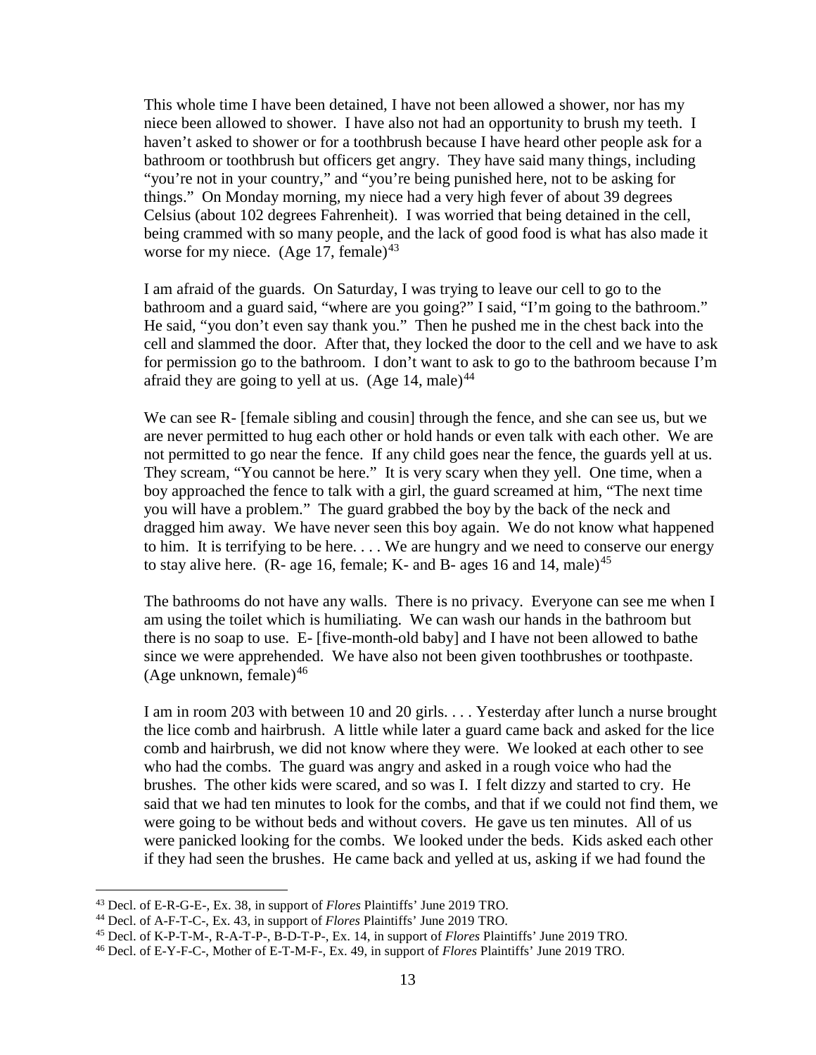This whole time I have been detained, I have not been allowed a shower, nor has my niece been allowed to shower. I have also not had an opportunity to brush my teeth. I haven't asked to shower or for a toothbrush because I have heard other people ask for a bathroom or toothbrush but officers get angry. They have said many things, including "you're not in your country," and "you're being punished here, not to be asking for things." On Monday morning, my niece had a very high fever of about 39 degrees Celsius (about 102 degrees Fahrenheit). I was worried that being detained in the cell, being crammed with so many people, and the lack of good food is what has also made it worse for my niece. (Age 17, female)[43]

I am afraid of the guards. On Saturday, I was trying to leave our cell to go to the bathroom and a guard said, "where are you going?" I said, "I'm going to the bathroom." He said, "you don't even say thank you." Then he pushed me in the chest back into the cell and slammed the door. After that, they locked the door to the cell and we have to ask for permission go to the bathroom. I don't want to ask to go to the bathroom because I'm afraid they are going to yell at us. (Age 14, male)[44]

We can see R- [female sibling and cousin] through the fence, and she can see us, but we are never permitted to hug each other or hold hands or even talk with each other. We are not permitted to go near the fence. If any child goes near the fence, the guards yell at us. They scream, "You cannot be here." It is very scary when they yell. One time, when a boy approached the fence to talk with a girl, the guard screamed at him, "The next time you will have a problem." The guard grabbed the boy by the back of the neck and dragged him away. We have never seen this boy again. We do not know what happened to him. It is terrifying to be here. . . . We are hungry and we need to conserve our energy to stay alive here. (R- age 16, female; K- and B- ages 16 and 14, male)[45]

The bathrooms do not have any walls. There is no privacy. Everyone can see me when I am using the toilet which is humiliating. We can wash our hands in the bathroom but there is no soap to use. E- [five-month-old baby] and I have not been allowed to bathe since we were apprehended. We have also not been given toothbrushes or toothpaste. (Age unknown, female)[46]

I am in room 203 with between 10 and 20 girls. . . . Yesterday after lunch a nurse brought the lice comb and hairbrush. A little while later a guard came back and asked for the lice comb and hairbrush, we did not know where they were. We looked at each other to see who had the combs. The guard was angry and asked in a rough voice who had the brushes. The other kids were scared, and so was I. I felt dizzy and started to cry. He said that we had ten minutes to look for the combs, and that if we could not find them, we were going to be without beds and without covers. He gave us ten minutes. All of us were panicked looking for the combs. We looked under the beds. Kids asked each other if they had seen the brushes. He came back and yelled at us, asking if we had found the

---

[43] Decl. of E-R-G-E-, Ex. 38, in support of *Flores* Plaintiffs' June 2019 TRO.

[44] Decl. of A-F-T-C-, Ex. 43, in support of *Flores* Plaintiffs' June 2019 TRO.

[45] Decl. of K-P-T-M-, R-A-T-P-, B-D-T-P-, Ex. 14, in support of *Flores* Plaintiffs' June 2019 TRO.

[46] Decl. of E-Y-F-C-, Mother of E-T-M-F-, Ex. 49, in support of *Flores* Plaintiffs' June 2019 TRO.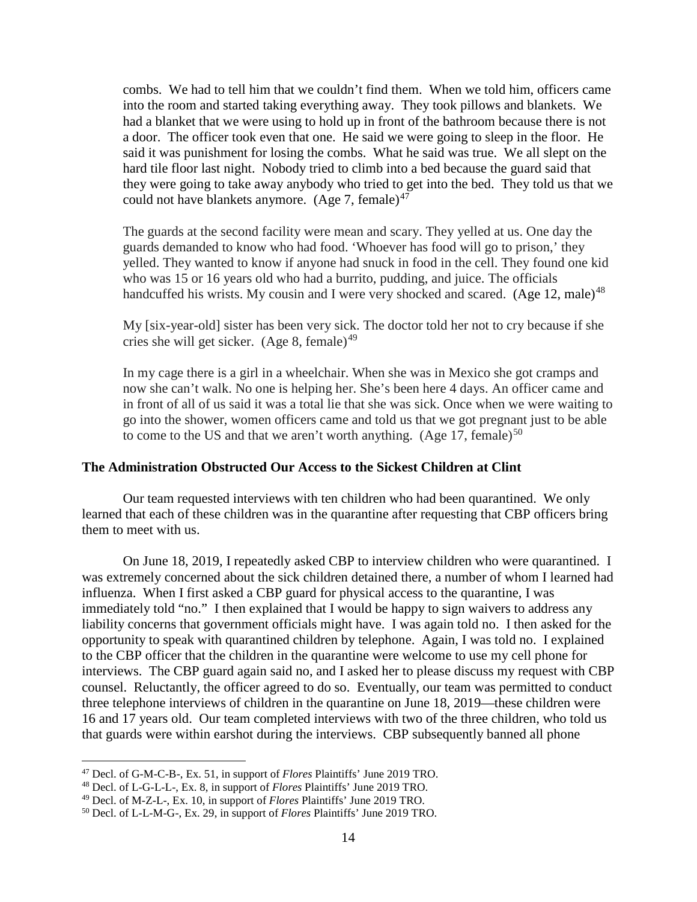combs. We had to tell him that we couldn't find them. When we told him, officers came into the room and started taking everything away. They took pillows and blankets. We had a blanket that we were using to hold up in front of the bathroom because there is not a door. The officer took even that one. He said we were going to sleep in the floor. He said it was punishment for losing the combs. What he said was true. We all slept on the hard tile floor last night. Nobody tried to climb into a bed because the guard said that they were going to take away anybody who tried to get into the bed. They told us that we could not have blankets anymore. (Age 7, female)[47]

The guards at the second facility were mean and scary. They yelled at us. One day the guards demanded to know who had food. 'Whoever has food will go to prison,' they yelled. They wanted to know if anyone had snuck in food in the cell. They found one kid who was 15 or 16 years old who had a burrito, pudding, and juice. The officials handcuffed his wrists. My cousin and I were very shocked and scared. (Age 12, male)[48]

My [six-year-old] sister has been very sick. The doctor told her not to cry because if she cries she will get sicker. (Age 8, female)[49]

In my cage there is a girl in a wheelchair. When she was in Mexico she got cramps and now she can't walk. No one is helping her. She's been here 4 days. An officer came and in front of all of us said it was a total lie that she was sick. Once when we were waiting to go into the shower, women officers came and told us that we got pregnant just to be able to come to the US and that we aren't worth anything. (Age 17, female)[50]

### The Administration Obstructed Our Access to the Sickest Children at Clint

Our team requested interviews with ten children who had been quarantined. We only learned that each of these children was in the quarantine after requesting that CBP officers bring them to meet with us.

On June 18, 2019, I repeatedly asked CBP to interview children who were quarantined. I was extremely concerned about the sick children detained there, a number of whom I learned had influenza. When I first asked a CBP guard for physical access to the quarantine, I was immediately told "no." I then explained that I would be happy to sign waivers to address any liability concerns that government officials might have. I was again told no. I then asked for the opportunity to speak with quarantined children by telephone. Again, I was told no. I explained to the CBP officer that the children in the quarantine were welcome to use my cell phone for interviews. The CBP guard again said no, and I asked her to please discuss my request with CBP counsel. Reluctantly, the officer agreed to do so. Eventually, our team was permitted to conduct three telephone interviews of children in the quarantine on June 18, 2019—these children were 16 and 17 years old. Our team completed interviews with two of the three children, who told us that guards were within earshot during the interviews. CBP subsequently banned all phone

---

[47] Decl. of G-M-C-B-, Ex. 51, in support of *Flores* Plaintiffs' June 2019 TRO.

[48] Decl. of L-G-L-L-, Ex. 8, in support of *Flores* Plaintiffs' June 2019 TRO.

[49] Decl. of M-Z-L-, Ex. 10, in support of *Flores* Plaintiffs' June 2019 TRO.

[50] Decl. of L-L-M-G-, Ex. 29, in support of *Flores* Plaintiffs' June 2019 TRO.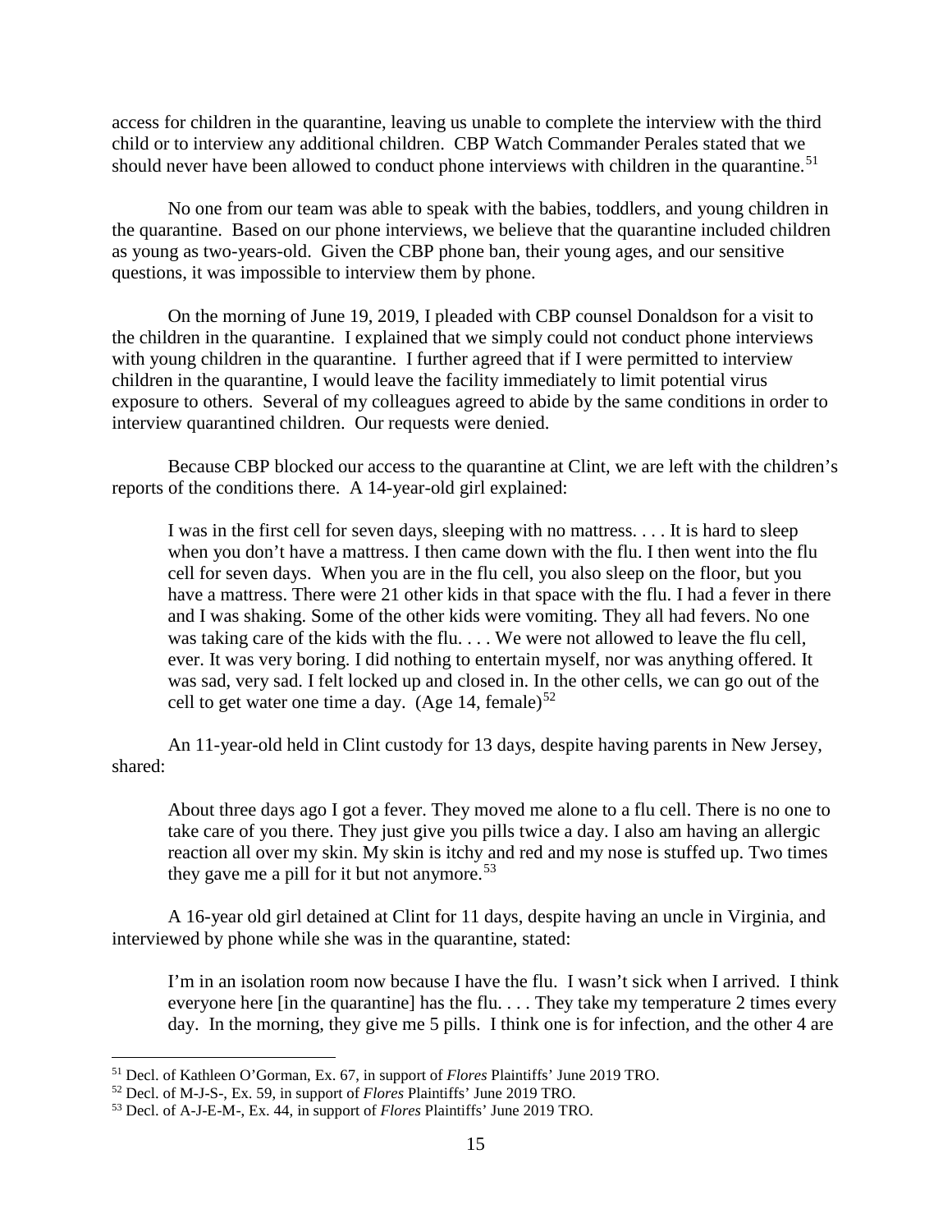access for children in the quarantine, leaving us unable to complete the interview with the third child or to interview any additional children. CBP Watch Commander Perales stated that we should never have been allowed to conduct phone interviews with children in the quarantine.[51]

No one from our team was able to speak with the babies, toddlers, and young children in the quarantine. Based on our phone interviews, we believe that the quarantine included children as young as two-years-old. Given the CBP phone ban, their young ages, and our sensitive questions, it was impossible to interview them by phone.

On the morning of June 19, 2019, I pleaded with CBP counsel Donaldson for a visit to the children in the quarantine. I explained that we simply could not conduct phone interviews with young children in the quarantine. I further agreed that if I were permitted to interview children in the quarantine, I would leave the facility immediately to limit potential virus exposure to others. Several of my colleagues agreed to abide by the same conditions in order to interview quarantined children. Our requests were denied.

Because CBP blocked our access to the quarantine at Clint, we are left with the children's reports of the conditions there. A 14-year-old girl explained:

> I was in the first cell for seven days, sleeping with no mattress. . . . It is hard to sleep when you don't have a mattress. I then came down with the flu. I then went into the flu cell for seven days. When you are in the flu cell, you also sleep on the floor, but you have a mattress. There were 21 other kids in that space with the flu. I had a fever in there and I was shaking. Some of the other kids were vomiting. They all had fevers. No one was taking care of the kids with the flu. . . . We were not allowed to leave the flu cell, ever. It was very boring. I did nothing to entertain myself, nor was anything offered. It was sad, very sad. I felt locked up and closed in. In the other cells, we can go out of the cell to get water one time a day. (Age 14, female)[52]

An 11-year-old held in Clint custody for 13 days, despite having parents in New Jersey, shared:

> About three days ago I got a fever. They moved me alone to a flu cell. There is no one to take care of you there. They just give you pills twice a day. I also am having an allergic reaction all over my skin. My skin is itchy and red and my nose is stuffed up. Two times they gave me a pill for it but not anymore.[53]

A 16-year old girl detained at Clint for 11 days, despite having an uncle in Virginia, and interviewed by phone while she was in the quarantine, stated:

> I'm in an isolation room now because I have the flu. I wasn't sick when I arrived. I think everyone here [in the quarantine] has the flu. . . . They take my temperature 2 times every day. In the morning, they give me 5 pills. I think one is for infection, and the other 4 are

---

[51] Decl. of Kathleen O'Gorman, Ex. 67, in support of *Flores* Plaintiffs' June 2019 TRO.

[52] Decl. of M-J-S-, Ex. 59, in support of *Flores* Plaintiffs' June 2019 TRO.

[53] Decl. of A-J-E-M-, Ex. 44, in support of *Flores* Plaintiffs' June 2019 TRO.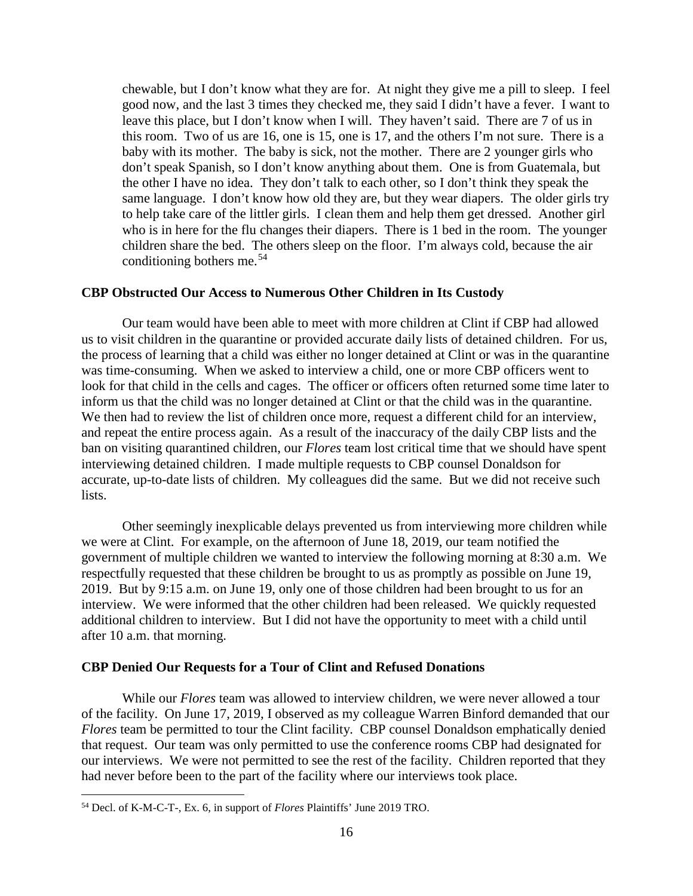chewable, but I don't know what they are for. At night they give me a pill to sleep. I feel good now, and the last 3 times they checked me, they said I didn't have a fever. I want to leave this place, but I don't know when I will. They haven't said. There are 7 of us in this room. Two of us are 16, one is 15, one is 17, and the others I'm not sure. There is a baby with its mother. The baby is sick, not the mother. There are 2 younger girls who don't speak Spanish, so I don't know anything about them. One is from Guatemala, but the other I have no idea. They don't talk to each other, so I don't think they speak the same language. I don't know how old they are, but they wear diapers. The older girls try to help take care of the littler girls. I clean them and help them get dressed. Another girl who is in here for the flu changes their diapers. There is 1 bed in the room. The younger children share the bed. The others sleep on the floor. I'm always cold, because the air conditioning bothers me.[54]

**CBP Obstructed Our Access to Numerous Other Children in Its Custody**

Our team would have been able to meet with more children at Clint if CBP had allowed us to visit children in the quarantine or provided accurate daily lists of detained children. For us, the process of learning that a child was either no longer detained at Clint or was in the quarantine was time-consuming. When we asked to interview a child, one or more CBP officers went to look for that child in the cells and cages. The officer or officers often returned some time later to inform us that the child was no longer detained at Clint or that the child was in the quarantine. We then had to review the list of children once more, request a different child for an interview, and repeat the entire process again. As a result of the inaccuracy of the daily CBP lists and the ban on visiting quarantined children, our *Flores* team lost critical time that we should have spent interviewing detained children. I made multiple requests to CBP counsel Donaldson for accurate, up-to-date lists of children. My colleagues did the same. But we did not receive such lists.

Other seemingly inexplicable delays prevented us from interviewing more children while we were at Clint. For example, on the afternoon of June 18, 2019, our team notified the government of multiple children we wanted to interview the following morning at 8:30 a.m. We respectfully requested that these children be brought to us as promptly as possible on June 19, 2019. But by 9:15 a.m. on June 19, only one of those children had been brought to us for an interview. We were informed that the other children had been released. We quickly requested additional children to interview. But I did not have the opportunity to meet with a child until after 10 a.m. that morning.

**CBP Denied Our Requests for a Tour of Clint and Refused Donations**

While our *Flores* team was allowed to interview children, we were never allowed a tour of the facility. On June 17, 2019, I observed as my colleague Warren Binford demanded that our *Flores* team be permitted to tour the Clint facility. CBP counsel Donaldson emphatically denied that request. Our team was only permitted to use the conference rooms CBP had designated for our interviews. We were not permitted to see the rest of the facility. Children reported that they had never before been to the part of the facility where our interviews took place.

---

[54] Decl. of K-M-C-T-, Ex. 6, in support of *Flores* Plaintiffs' June 2019 TRO.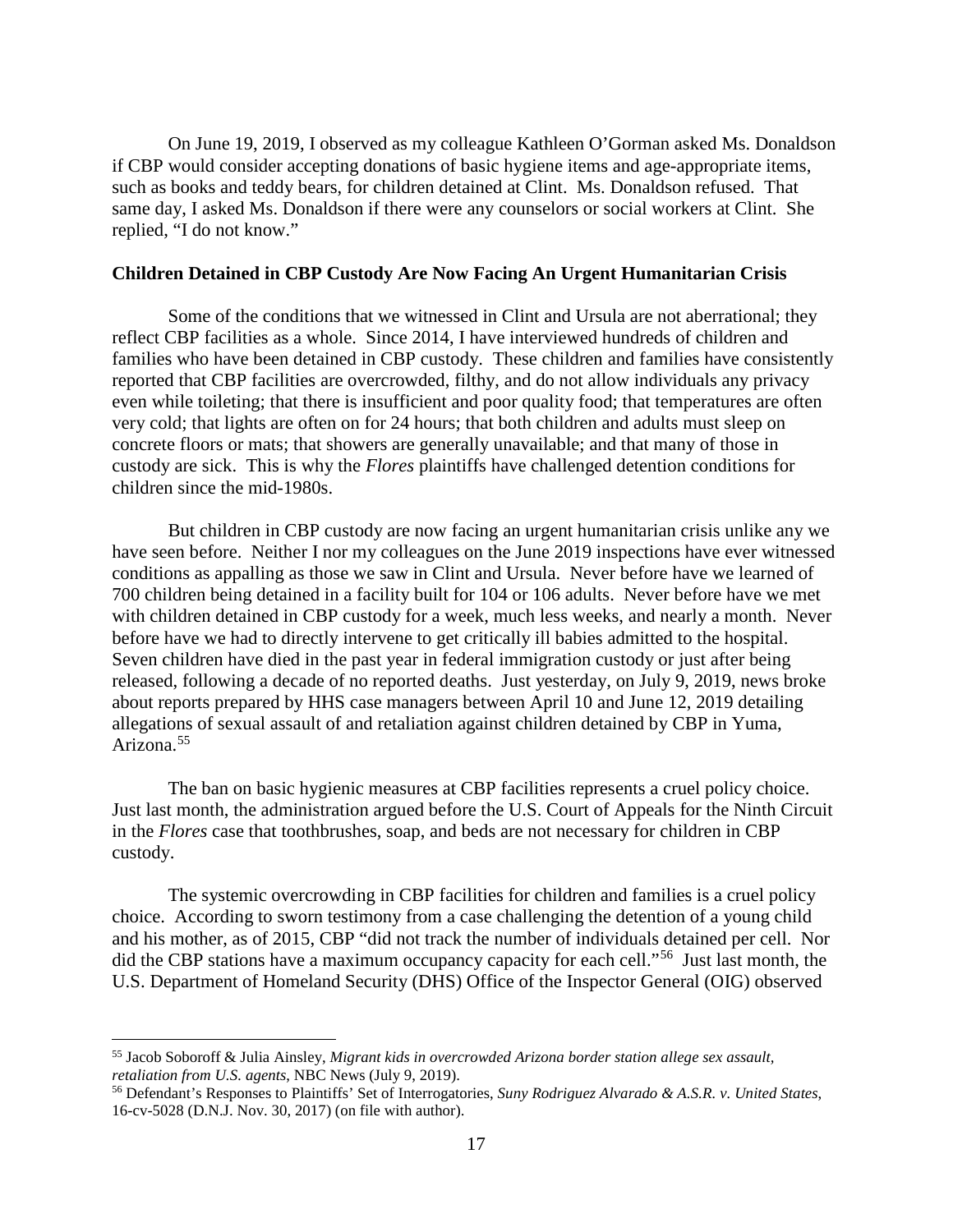On June 19, 2019, I observed as my colleague Kathleen O'Gorman asked Ms. Donaldson if CBP would consider accepting donations of basic hygiene items and age-appropriate items, such as books and teddy bears, for children detained at Clint. Ms. Donaldson refused. That same day, I asked Ms. Donaldson if there were any counselors or social workers at Clint. She replied, "I do not know."

**Children Detained in CBP Custody Are Now Facing An Urgent Humanitarian Crisis**

Some of the conditions that we witnessed in Clint and Ursula are not aberrational; they reflect CBP facilities as a whole. Since 2014, I have interviewed hundreds of children and families who have been detained in CBP custody. These children and families have consistently reported that CBP facilities are overcrowded, filthy, and do not allow individuals any privacy even while toileting; that there is insufficient and poor quality food; that temperatures are often very cold; that lights are often on for 24 hours; that both children and adults must sleep on concrete floors or mats; that showers are generally unavailable; and that many of those in custody are sick. This is why the *Flores* plaintiffs have challenged detention conditions for children since the mid-1980s.

But children in CBP custody are now facing an urgent humanitarian crisis unlike any we have seen before. Neither I nor my colleagues on the June 2019 inspections have ever witnessed conditions as appalling as those we saw in Clint and Ursula. Never before have we learned of 700 children being detained in a facility built for 104 or 106 adults. Never before have we met with children detained in CBP custody for a week, much less weeks, and nearly a month. Never before have we had to directly intervene to get critically ill babies admitted to the hospital. Seven children have died in the past year in federal immigration custody or just after being released, following a decade of no reported deaths. Just yesterday, on July 9, 2019, news broke about reports prepared by HHS case managers between April 10 and June 12, 2019 detailing allegations of sexual assault of and retaliation against children detained by CBP in Yuma, Arizona.[55]

The ban on basic hygienic measures at CBP facilities represents a cruel policy choice. Just last month, the administration argued before the U.S. Court of Appeals for the Ninth Circuit in the *Flores* case that toothbrushes, soap, and beds are not necessary for children in CBP custody.

The systemic overcrowding in CBP facilities for children and families is a cruel policy choice. According to sworn testimony from a case challenging the detention of a young child and his mother, as of 2015, CBP "did not track the number of individuals detained per cell. Nor did the CBP stations have a maximum occupancy capacity for each cell."[56] Just last month, the U.S. Department of Homeland Security (DHS) Office of the Inspector General (OIG) observed

---

[55] Jacob Soboroff & Julia Ainsley, *Migrant kids in overcrowded Arizona border station allege sex assault, retaliation from U.S. agents*, NBC News (July 9, 2019).

[56] Defendant's Responses to Plaintiffs' Set of Interrogatories, *Suny Rodriguez Alvarado & A.S.R. v. United States*, 16-cv-5028 (D.N.J. Nov. 30, 2017) (on file with author).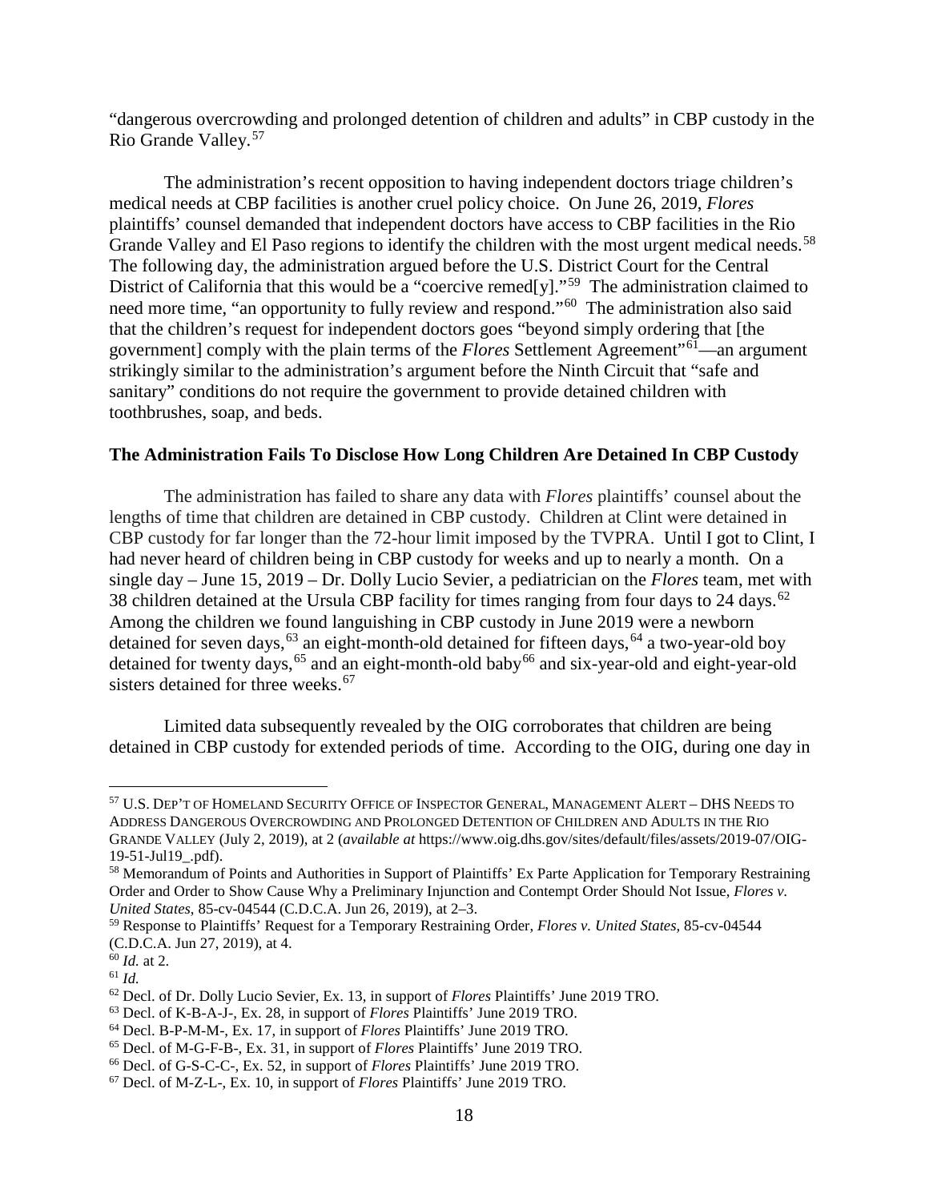"dangerous overcrowding and prolonged detention of children and adults" in CBP custody in the Rio Grande Valley.[57]

The administration's recent opposition to having independent doctors triage children's medical needs at CBP facilities is another cruel policy choice. On June 26, 2019, *Flores* plaintiffs' counsel demanded that independent doctors have access to CBP facilities in the Rio Grande Valley and El Paso regions to identify the children with the most urgent medical needs.[58] The following day, the administration argued before the U.S. District Court for the Central District of California that this would be a "coercive remed[y]."[59] The administration claimed to need more time, "an opportunity to fully review and respond."[60] The administration also said that the children's request for independent doctors goes "beyond simply ordering that [the government] comply with the plain terms of the *Flores* Settlement Agreement"[61]—an argument strikingly similar to the administration's argument before the Ninth Circuit that "safe and sanitary" conditions do not require the government to provide detained children with toothbrushes, soap, and beds.

**The Administration Fails To Disclose How Long Children Are Detained In CBP Custody**

The administration has failed to share any data with *Flores* plaintiffs' counsel about the lengths of time that children are detained in CBP custody. Children at Clint were detained in CBP custody for far longer than the 72-hour limit imposed by the TVPRA. Until I got to Clint, I had never heard of children being in CBP custody for weeks and up to nearly a month. On a single day – June 15, 2019 – Dr. Dolly Lucio Sevier, a pediatrician on the *Flores* team, met with 38 children detained at the Ursula CBP facility for times ranging from four days to 24 days.[62] Among the children we found languishing in CBP custody in June 2019 were a newborn detained for seven days,[63] an eight-month-old detained for fifteen days,[64] a two-year-old boy detained for twenty days,[65] and an eight-month-old baby[66] and six-year-old and eight-year-old sisters detained for three weeks.[67]

Limited data subsequently revealed by the OIG corroborates that children are being detained in CBP custody for extended periods of time. According to the OIG, during one day in

---

[57] U.S. DEP'T OF HOMELAND SECURITY OFFICE OF INSPECTOR GENERAL, MANAGEMENT ALERT – DHS NEEDS TO ADDRESS DANGEROUS OVERCROWDING AND PROLONGED DETENTION OF CHILDREN AND ADULTS IN THE RIO GRANDE VALLEY (July 2, 2019), at 2 (*available at* https://www.oig.dhs.gov/sites/default/files/assets/2019-07/OIG-19-51-Jul19_.pdf).

[58] Memorandum of Points and Authorities in Support of Plaintiffs' Ex Parte Application for Temporary Restraining Order and Order to Show Cause Why a Preliminary Injunction and Contempt Order Should Not Issue, *Flores v. United States*, 85-cv-04544 (C.D.C.A. Jun 26, 2019), at 2–3.

[59] Response to Plaintiffs' Request for a Temporary Restraining Order, *Flores v. United States*, 85-cv-04544 (C.D.C.A. Jun 27, 2019), at 4.

[60] *Id.* at 2.

[61] *Id.*

[62] Decl. of Dr. Dolly Lucio Sevier, Ex. 13, in support of *Flores* Plaintiffs' June 2019 TRO.

[63] Decl. of K-B-A-J-, Ex. 28, in support of *Flores* Plaintiffs' June 2019 TRO.

[64] Decl. B-P-M-M-, Ex. 17, in support of *Flores* Plaintiffs' June 2019 TRO.

[65] Decl. of M-G-F-B-, Ex. 31, in support of *Flores* Plaintiffs' June 2019 TRO.

[66] Decl. of G-S-C-C-, Ex. 52, in support of *Flores* Plaintiffs' June 2019 TRO.

[67] Decl. of M-Z-L-, Ex. 10, in support of *Flores* Plaintiffs' June 2019 TRO.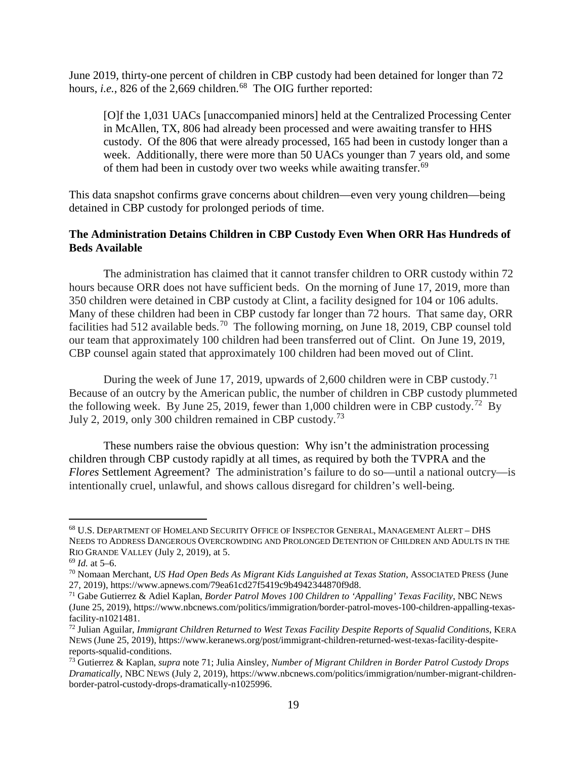June 2019, thirty-one percent of children in CBP custody had been detained for longer than 72 hours, *i.e.*, 826 of the 2,669 children.[68] The OIG further reported:

> [O]f the 1,031 UACs [unaccompanied minors] held at the Centralized Processing Center in McAllen, TX, 806 had already been processed and were awaiting transfer to HHS custody. Of the 806 that were already processed, 165 had been in custody longer than a week. Additionally, there were more than 50 UACs younger than 7 years old, and some of them had been in custody over two weeks while awaiting transfer.[69]

This data snapshot confirms grave concerns about children—even very young children—being detained in CBP custody for prolonged periods of time.

**The Administration Detains Children in CBP Custody Even When ORR Has Hundreds of Beds Available**

The administration has claimed that it cannot transfer children to ORR custody within 72 hours because ORR does not have sufficient beds. On the morning of June 17, 2019, more than 350 children were detained in CBP custody at Clint, a facility designed for 104 or 106 adults. Many of these children had been in CBP custody far longer than 72 hours. That same day, ORR facilities had 512 available beds.[70] The following morning, on June 18, 2019, CBP counsel told our team that approximately 100 children had been transferred out of Clint. On June 19, 2019, CBP counsel again stated that approximately 100 children had been moved out of Clint.

During the week of June 17, 2019, upwards of 2,600 children were in CBP custody.[71] Because of an outcry by the American public, the number of children in CBP custody plummeted the following week. By June 25, 2019, fewer than 1,000 children were in CBP custody.[72] By July 2, 2019, only 300 children remained in CBP custody.[73]

These numbers raise the obvious question: Why isn't the administration processing children through CBP custody rapidly at all times, as required by both the TVPRA and the *Flores* Settlement Agreement? The administration's failure to do so—until a national outcry—is intentionally cruel, unlawful, and shows callous disregard for children's well-being.

---

[68] U.S. Department of Homeland Security Office of Inspector General, Management Alert – DHS Needs to Address Dangerous Overcrowding and Prolonged Detention of Children and Adults in the Rio Grande Valley (July 2, 2019), at 5.

[69] *Id.* at 5–6.

[70] Nomaan Merchant, *US Had Open Beds As Migrant Kids Languished at Texas Station*, Associated Press (June 27, 2019), https://www.apnews.com/79ea61cd27f5419c9b4942344870f9d8.

[71] Gabe Gutierrez & Adiel Kaplan, *Border Patrol Moves 100 Children to 'Appalling' Texas Facility*, NBC News (June 25, 2019), https://www.nbcnews.com/politics/immigration/border-patrol-moves-100-children-appalling-texas-facility-n1021481.

[72] Julian Aguilar, *Immigrant Children Returned to West Texas Facility Despite Reports of Squalid Conditions*, KERA News (June 25, 2019), https://www.keranews.org/post/immigrant-children-returned-west-texas-facility-despite-reports-squalid-conditions.

[73] Gutierrez & Kaplan, *supra* note 71; Julia Ainsley, *Number of Migrant Children in Border Patrol Custody Drops Dramatically*, NBC News (July 2, 2019), https://www.nbcnews.com/politics/immigration/number-migrant-children-border-patrol-custody-drops-dramatically-n1025996.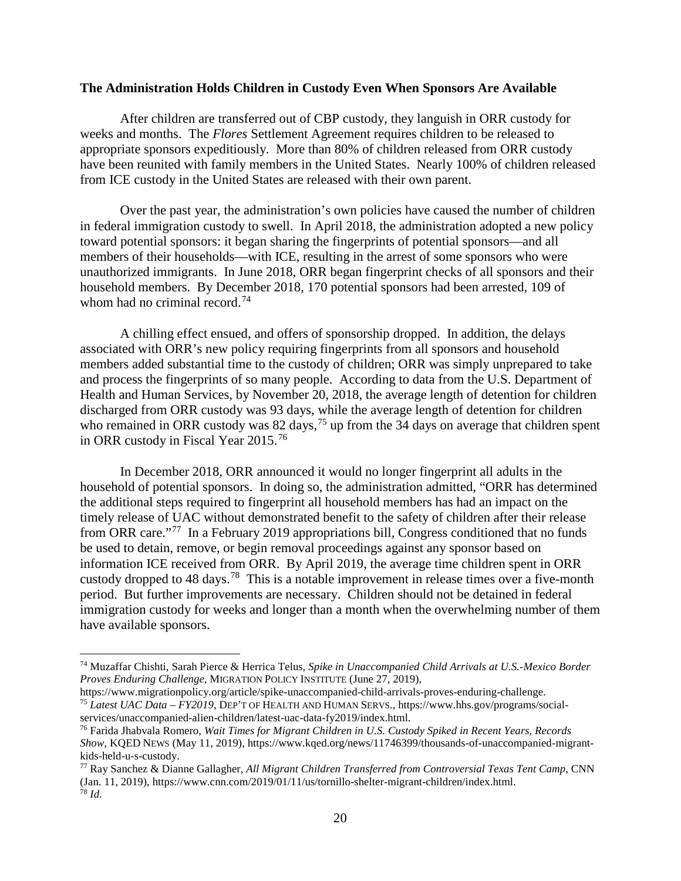**The Administration Holds Children in Custody Even When Sponsors Are Available**

After children are transferred out of CBP custody, they languish in ORR custody for weeks and months. The *Flores* Settlement Agreement requires children to be released to appropriate sponsors expeditiously. More than 80% of children released from ORR custody have been reunited with family members in the United States. Nearly 100% of children released from ICE custody in the United States are released with their own parent.

Over the past year, the administration's own policies have caused the number of children in federal immigration custody to swell. In April 2018, the administration adopted a new policy toward potential sponsors: it began sharing the fingerprints of potential sponsors—and all members of their households—with ICE, resulting in the arrest of some sponsors who were unauthorized immigrants. In June 2018, ORR began fingerprint checks of all sponsors and their household members. By December 2018, 170 potential sponsors had been arrested, 109 of whom had no criminal record.[74]

A chilling effect ensued, and offers of sponsorship dropped. In addition, the delays associated with ORR's new policy requiring fingerprints from all sponsors and household members added substantial time to the custody of children; ORR was simply unprepared to take and process the fingerprints of so many people. According to data from the U.S. Department of Health and Human Services, by November 20, 2018, the average length of detention for children discharged from ORR custody was 93 days, while the average length of detention for children who remained in ORR custody was 82 days,[75] up from the 34 days on average that children spent in ORR custody in Fiscal Year 2015.[76]

In December 2018, ORR announced it would no longer fingerprint all adults in the household of potential sponsors. In doing so, the administration admitted, "ORR has determined the additional steps required to fingerprint all household members has had an impact on the timely release of UAC without demonstrated benefit to the safety of children after their release from ORR care."[77] In a February 2019 appropriations bill, Congress conditioned that no funds be used to detain, remove, or begin removal proceedings against any sponsor based on information ICE received from ORR. By April 2019, the average time children spent in ORR custody dropped to 48 days.[78] This is a notable improvement in release times over a five-month period. But further improvements are necessary. Children should not be detained in federal immigration custody for weeks and longer than a month when the overwhelming number of them have available sponsors.

---

[74] Muzaffar Chishti, Sarah Pierce & Herrica Telus, *Spike in Unaccompanied Child Arrivals at U.S.-Mexico Border Proves Enduring Challenge*, MIGRATION POLICY INSTITUTE (June 27, 2019), https://www.migrationpolicy.org/article/spike-unaccompanied-child-arrivals-proves-enduring-challenge.

[75] *Latest UAC Data – FY2019*, DEP'T OF HEALTH AND HUMAN SERVS., https://www.hhs.gov/programs/social-services/unaccompanied-alien-children/latest-uac-data-fy2019/index.html.

[76] Farida Jhabvala Romero, *Wait Times for Migrant Children in U.S. Custody Spiked in Recent Years, Records Show*, KQED NEWS (May 11, 2019), https://www.kqed.org/news/11746399/thousands-of-unaccompanied-migrant-kids-held-u-s-custody.

[77] Ray Sanchez & Dianne Gallagher, *All Migrant Children Transferred from Controversial Texas Tent Camp*, CNN (Jan. 11, 2019), https://www.cnn.com/2019/01/11/us/tornillo-shelter-migrant-children/index.html.

[78] *Id.*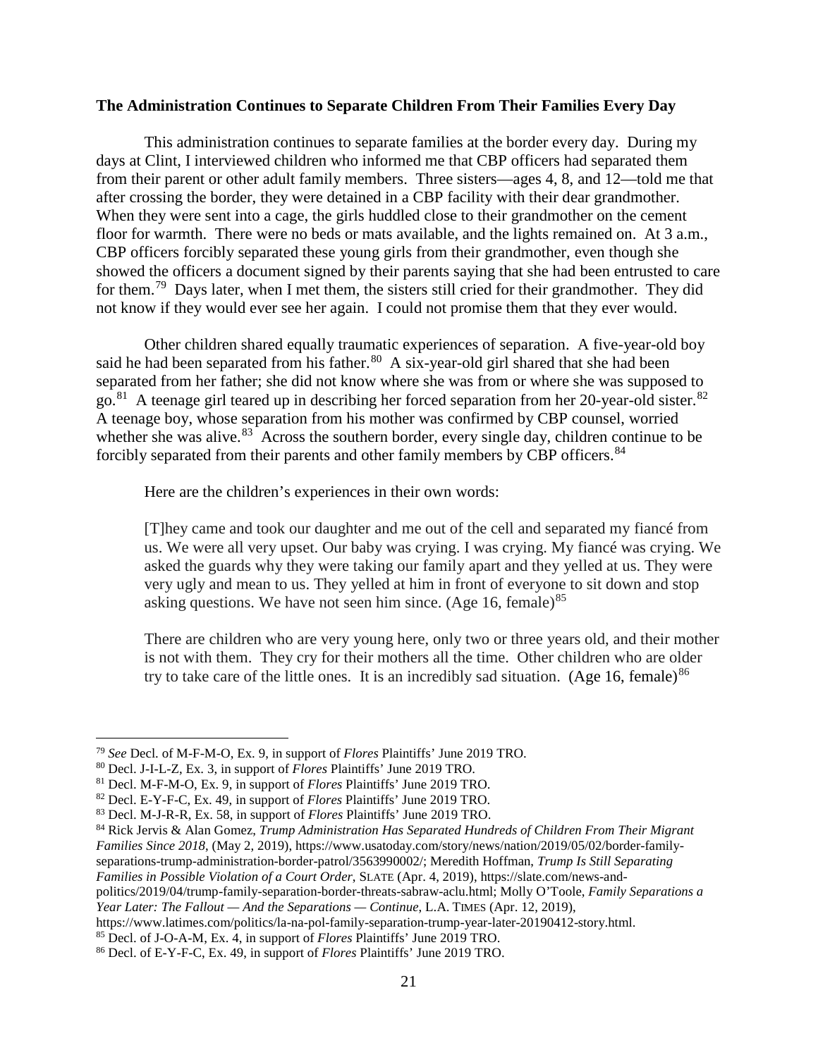**The Administration Continues to Separate Children From Their Families Every Day**

This administration continues to separate families at the border every day. During my days at Clint, I interviewed children who informed me that CBP officers had separated them from their parent or other adult family members. Three sisters—ages 4, 8, and 12—told me that after crossing the border, they were detained in a CBP facility with their dear grandmother. When they were sent into a cage, the girls huddled close to their grandmother on the cement floor for warmth. There were no beds or mats available, and the lights remained on. At 3 a.m., CBP officers forcibly separated these young girls from their grandmother, even though she showed the officers a document signed by their parents saying that she had been entrusted to care for them.[79] Days later, when I met them, the sisters still cried for their grandmother. They did not know if they would ever see her again. I could not promise them that they ever would.

Other children shared equally traumatic experiences of separation. A five-year-old boy said he had been separated from his father.[80] A six-year-old girl shared that she had been separated from her father; she did not know where she was from or where she was supposed to go.[81] A teenage girl teared up in describing her forced separation from her 20-year-old sister.[82] A teenage boy, whose separation from his mother was confirmed by CBP counsel, worried whether she was alive.[83] Across the southern border, every single day, children continue to be forcibly separated from their parents and other family members by CBP officers.[84]

Here are the children's experiences in their own words:

> [T]hey came and took our daughter and me out of the cell and separated my fiancé from us. We were all very upset. Our baby was crying. I was crying. My fiancé was crying. We asked the guards why they were taking our family apart and they yelled at us. They were very ugly and mean to us. They yelled at him in front of everyone to sit down and stop asking questions. We have not seen him since. (Age 16, female)[85]

> There are children who are very young here, only two or three years old, and their mother is not with them. They cry for their mothers all the time. Other children who are older try to take care of the little ones. It is an incredibly sad situation. (Age 16, female)[86]

---

[79] *See* Decl. of M-F-M-O, Ex. 9, in support of *Flores* Plaintiffs' June 2019 TRO.

[80] Decl. J-I-L-Z, Ex. 3, in support of *Flores* Plaintiffs' June 2019 TRO.

[81] Decl. M-F-M-O, Ex. 9, in support of *Flores* Plaintiffs' June 2019 TRO.

[82] Decl. E-Y-F-C, Ex. 49, in support of *Flores* Plaintiffs' June 2019 TRO.

[83] Decl. M-J-R-R, Ex. 58, in support of *Flores* Plaintiffs' June 2019 TRO.

[84] Rick Jervis & Alan Gomez, *Trump Administration Has Separated Hundreds of Children From Their Migrant Families Since 2018*, (May 2, 2019), https://www.usatoday.com/story/news/nation/2019/05/02/border-family-separations-trump-administration-border-patrol/3563990002/; Meredith Hoffman, *Trump Is Still Separating Families in Possible Violation of a Court Order*, SLATE (Apr. 4, 2019), https://slate.com/news-and-politics/2019/04/trump-family-separation-border-threats-sabraw-aclu.html; Molly O'Toole, *Family Separations a Year Later: The Fallout — And the Separations — Continue*, L.A. TIMES (Apr. 12, 2019), https://www.latimes.com/politics/la-na-pol-family-separation-trump-year-later-20190412-story.html.

[85] Decl. of J-O-A-M, Ex. 4, in support of *Flores* Plaintiffs' June 2019 TRO.

[86] Decl. of E-Y-F-C, Ex. 49, in support of *Flores* Plaintiffs' June 2019 TRO.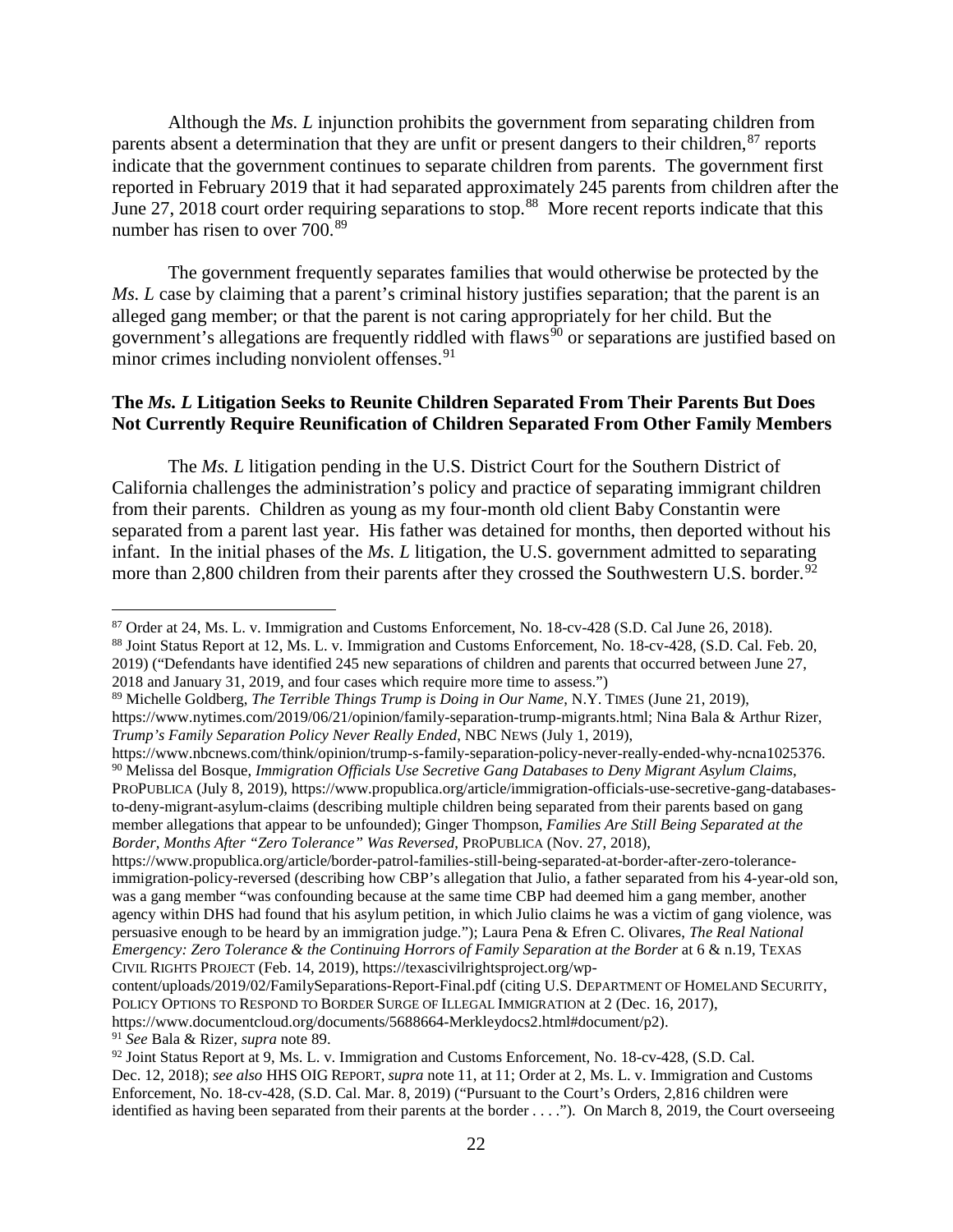Although the *Ms. L* injunction prohibits the government from separating children from parents absent a determination that they are unfit or present dangers to their children,[87] reports indicate that the government continues to separate children from parents. The government first reported in February 2019 that it had separated approximately 245 parents from children after the June 27, 2018 court order requiring separations to stop.[88] More recent reports indicate that this number has risen to over 700.[89]

The government frequently separates families that would otherwise be protected by the *Ms. L* case by claiming that a parent's criminal history justifies separation; that the parent is an alleged gang member; or that the parent is not caring appropriately for her child. But the government's allegations are frequently riddled with flaws[90] or separations are justified based on minor crimes including nonviolent offenses.[91]

**The *Ms. L* Litigation Seeks to Reunite Children Separated From Their Parents But Does Not Currently Require Reunification of Children Separated From Other Family Members**

The *Ms. L* litigation pending in the U.S. District Court for the Southern District of California challenges the administration's policy and practice of separating immigrant children from their parents. Children as young as my four-month old client Baby Constantin were separated from a parent last year. His father was detained for months, then deported without his infant. In the initial phases of the *Ms. L* litigation, the U.S. government admitted to separating more than 2,800 children from their parents after they crossed the Southwestern U.S. border.[92]

---

[87] Order at 24, Ms. L. v. Immigration and Customs Enforcement, No. 18-cv-428 (S.D. Cal June 26, 2018).

[88] Joint Status Report at 12, Ms. L. v. Immigration and Customs Enforcement, No. 18-cv-428, (S.D. Cal. Feb. 20, 2019) ("Defendants have identified 245 new separations of children and parents that occurred between June 27, 2018 and January 31, 2019, and four cases which require more time to assess.")

[89] Michelle Goldberg, *The Terrible Things Trump is Doing in Our Name*, N.Y. TIMES (June 21, 2019), https://www.nytimes.com/2019/06/21/opinion/family-separation-trump-migrants.html; Nina Bala & Arthur Rizer, *Trump's Family Separation Policy Never Really Ended*, NBC NEWS (July 1, 2019), https://www.nbcnews.com/think/opinion/trump-s-family-separation-policy-never-really-ended-why-ncna1025376.

[90] Melissa del Bosque, *Immigration Officials Use Secretive Gang Databases to Deny Migrant Asylum Claims*, PROPUBLICA (July 8, 2019), https://www.propublica.org/article/immigration-officials-use-secretive-gang-databases-to-deny-migrant-asylum-claims (describing multiple children being separated from their parents based on gang member allegations that appear to be unfounded); Ginger Thompson, *Families Are Still Being Separated at the Border, Months After "Zero Tolerance" Was Reversed*, PROPUBLICA (Nov. 27, 2018), https://www.propublica.org/article/border-patrol-families-still-being-separated-at-border-after-zero-tolerance-immigration-policy-reversed (describing how CBP's allegation that Julio, a father separated from his 4-year-old son, was a gang member "was confounding because at the same time CBP had deemed him a gang member, another agency within DHS had found that his asylum petition, in which Julio claims he was a victim of gang violence, was persuasive enough to be heard by an immigration judge."); Laura Pena & Efren C. Olivares, *The Real National Emergency: Zero Tolerance & the Continuing Horrors of Family Separation at the Border* at 6 & n.19, TEXAS CIVIL RIGHTS PROJECT (Feb. 14, 2019), https://texascivilrightsproject.org/wp-content/uploads/2019/02/FamilySeparations-Report-Final.pdf (citing U.S. DEPARTMENT OF HOMELAND SECURITY, POLICY OPTIONS TO RESPOND TO BORDER SURGE OF ILLEGAL IMMIGRATION at 2 (Dec. 16, 2017), https://www.documentcloud.org/documents/5688664-Merkleydocs2.html#document/p2).

[91] *See* Bala & Rizer, *supra* note 89.

[92] Joint Status Report at 9, Ms. L. v. Immigration and Customs Enforcement, No. 18-cv-428, (S.D. Cal. Dec. 12, 2018); *see also* HHS OIG REPORT, *supra* note 11, at 11; Order at 2, Ms. L. v. Immigration and Customs Enforcement, No. 18-cv-428, (S.D. Cal. Mar. 8, 2019) ("Pursuant to the Court's Orders, 2,816 children were identified as having been separated from their parents at the border . . . ."). On March 8, 2019, the Court overseeing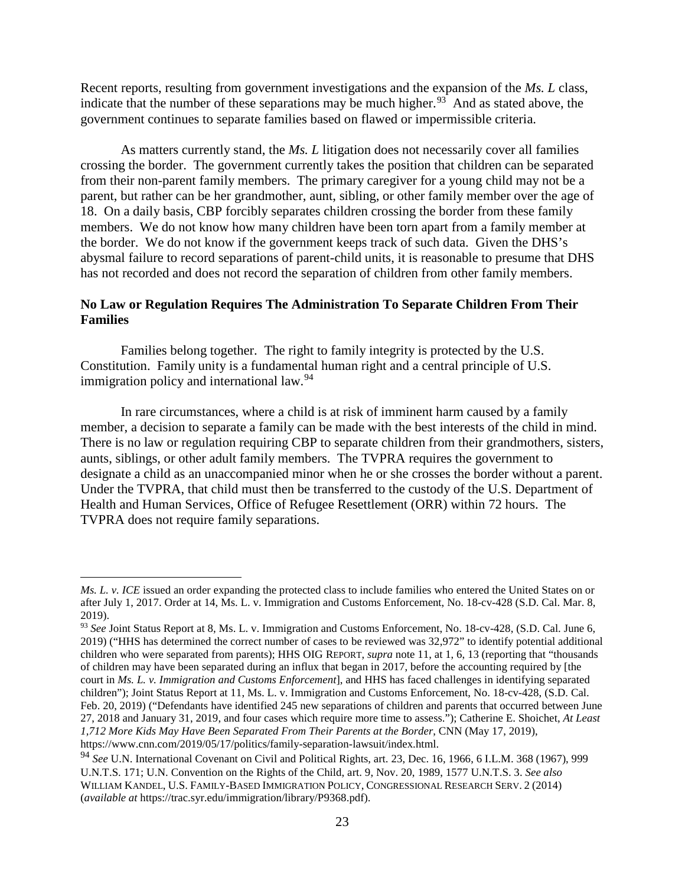Recent reports, resulting from government investigations and the expansion of the *Ms. L* class, indicate that the number of these separations may be much higher.[93] And as stated above, the government continues to separate families based on flawed or impermissible criteria.

As matters currently stand, the *Ms. L* litigation does not necessarily cover all families crossing the border. The government currently takes the position that children can be separated from their non-parent family members. The primary caregiver for a young child may not be a parent, but rather can be her grandmother, aunt, sibling, or other family member over the age of 18. On a daily basis, CBP forcibly separates children crossing the border from these family members. We do not know how many children have been torn apart from a family member at the border. We do not know if the government keeps track of such data. Given the DHS's abysmal failure to record separations of parent-child units, it is reasonable to presume that DHS has not recorded and does not record the separation of children from other family members.

**No Law or Regulation Requires The Administration To Separate Children From Their Families**

Families belong together. The right to family integrity is protected by the U.S. Constitution. Family unity is a fundamental human right and a central principle of U.S. immigration policy and international law.[94]

In rare circumstances, where a child is at risk of imminent harm caused by a family member, a decision to separate a family can be made with the best interests of the child in mind. There is no law or regulation requiring CBP to separate children from their grandmothers, sisters, aunts, siblings, or other adult family members. The TVPRA requires the government to designate a child as an unaccompanied minor when he or she crosses the border without a parent. Under the TVPRA, that child must then be transferred to the custody of the U.S. Department of Health and Human Services, Office of Refugee Resettlement (ORR) within 72 hours. The TVPRA does not require family separations.

---

*Ms. L. v. ICE* issued an order expanding the protected class to include families who entered the United States on or after July 1, 2017. Order at 14, Ms. L. v. Immigration and Customs Enforcement, No. 18-cv-428 (S.D. Cal. Mar. 8, 2019).

[93] *See* Joint Status Report at 8, Ms. L. v. Immigration and Customs Enforcement, No. 18-cv-428, (S.D. Cal. June 6, 2019) ("HHS has determined the correct number of cases to be reviewed was 32,972" to identify potential additional children who were separated from parents); HHS OIG REPORT, *supra* note 11, at 1, 6, 13 (reporting that "thousands of children may have been separated during an influx that began in 2017, before the accounting required by [the court in *Ms. L. v. Immigration and Customs Enforcement*], and HHS has faced challenges in identifying separated children"); Joint Status Report at 11, Ms. L. v. Immigration and Customs Enforcement, No. 18-cv-428, (S.D. Cal. Feb. 20, 2019) ("Defendants have identified 245 new separations of children and parents that occurred between June 27, 2018 and January 31, 2019, and four cases which require more time to assess."); Catherine E. Shoichet, *At Least 1,712 More Kids May Have Been Separated From Their Parents at the Border*, CNN (May 17, 2019), https://www.cnn.com/2019/05/17/politics/family-separation-lawsuit/index.html.

[94] *See* U.N. International Covenant on Civil and Political Rights, art. 23, Dec. 16, 1966, 6 I.L.M. 368 (1967), 999 U.N.T.S. 171; U.N. Convention on the Rights of the Child, art. 9, Nov. 20, 1989, 1577 U.N.T.S. 3. *See also* WILLIAM KANDEL, U.S. FAMILY-BASED IMMIGRATION POLICY, CONGRESSIONAL RESEARCH SERV. 2 (2014) (*available at* https://trac.syr.edu/immigration/library/P9368.pdf).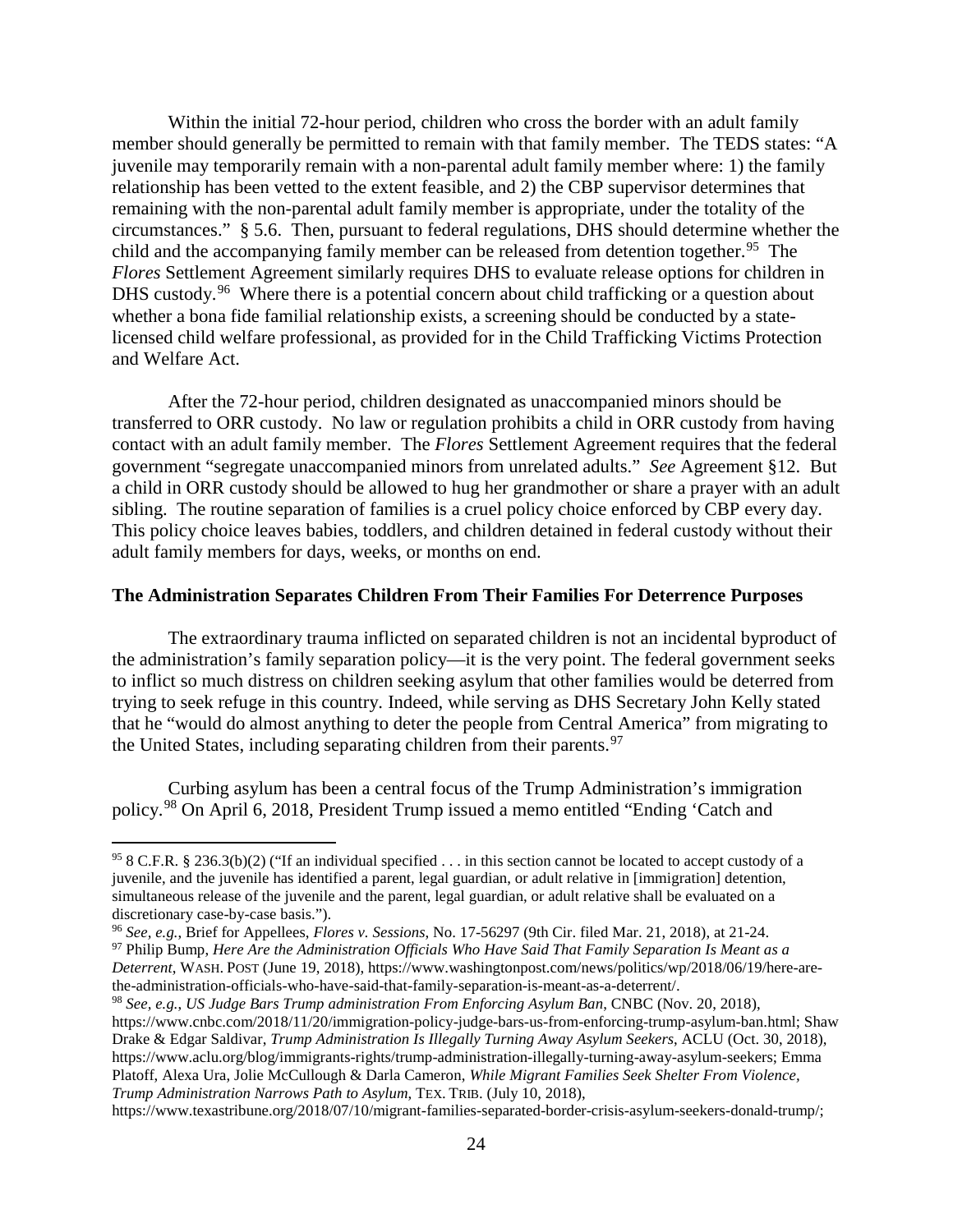Within the initial 72-hour period, children who cross the border with an adult family member should generally be permitted to remain with that family member. The TEDS states: "A juvenile may temporarily remain with a non-parental adult family member where: 1) the family relationship has been vetted to the extent feasible, and 2) the CBP supervisor determines that remaining with the non-parental adult family member is appropriate, under the totality of the circumstances." § 5.6. Then, pursuant to federal regulations, DHS should determine whether the child and the accompanying family member can be released from detention together.[95] The *Flores* Settlement Agreement similarly requires DHS to evaluate release options for children in DHS custody.[96] Where there is a potential concern about child trafficking or a question about whether a bona fide familial relationship exists, a screening should be conducted by a state-licensed child welfare professional, as provided for in the Child Trafficking Victims Protection and Welfare Act.

After the 72-hour period, children designated as unaccompanied minors should be transferred to ORR custody. No law or regulation prohibits a child in ORR custody from having contact with an adult family member. The *Flores* Settlement Agreement requires that the federal government "segregate unaccompanied minors from unrelated adults." *See* Agreement §12. But a child in ORR custody should be allowed to hug her grandmother or share a prayer with an adult sibling. The routine separation of families is a cruel policy choice enforced by CBP every day. This policy choice leaves babies, toddlers, and children detained in federal custody without their adult family members for days, weeks, or months on end.

**The Administration Separates Children From Their Families For Deterrence Purposes**

The extraordinary trauma inflicted on separated children is not an incidental byproduct of the administration's family separation policy—it is the very point. The federal government seeks to inflict so much distress on children seeking asylum that other families would be deterred from trying to seek refuge in this country. Indeed, while serving as DHS Secretary John Kelly stated that he "would do almost anything to deter the people from Central America" from migrating to the United States, including separating children from their parents.[97]

Curbing asylum has been a central focus of the Trump Administration's immigration policy.[98] On April 6, 2018, President Trump issued a memo entitled "Ending 'Catch and

---

[95] 8 C.F.R. § 236.3(b)(2) ("If an individual specified . . . in this section cannot be located to accept custody of a juvenile, and the juvenile has identified a parent, legal guardian, or adult relative in [immigration] detention, simultaneous release of the juvenile and the parent, legal guardian, or adult relative shall be evaluated on a discretionary case-by-case basis.").

[96] *See, e.g.*, Brief for Appellees, *Flores v. Sessions*, No. 17-56297 (9th Cir. filed Mar. 21, 2018), at 21-24.

[97] Philip Bump, *Here Are the Administration Officials Who Have Said That Family Separation Is Meant as a Deterrent*, WASH. POST (June 19, 2018), https://www.washingtonpost.com/news/politics/wp/2018/06/19/here-are-the-administration-officials-who-have-said-that-family-separation-is-meant-as-a-deterrent/.

[98] *See, e.g.*, *US Judge Bars Trump administration From Enforcing Asylum Ban*, CNBC (Nov. 20, 2018), https://www.cnbc.com/2018/11/20/immigration-policy-judge-bars-us-from-enforcing-trump-asylum-ban.html; Shaw Drake & Edgar Saldivar, *Trump Administration Is Illegally Turning Away Asylum Seekers*, ACLU (Oct. 30, 2018), https://www.aclu.org/blog/immigrants-rights/trump-administration-illegally-turning-away-asylum-seekers; Emma Platoff, Alexa Ura, Jolie McCullough & Darla Cameron, *While Migrant Families Seek Shelter From Violence, Trump Administration Narrows Path to Asylum*, TEX. TRIB. (July 10, 2018), https://www.texastribune.org/2018/07/10/migrant-families-separated-border-crisis-asylum-seekers-donald-trump/;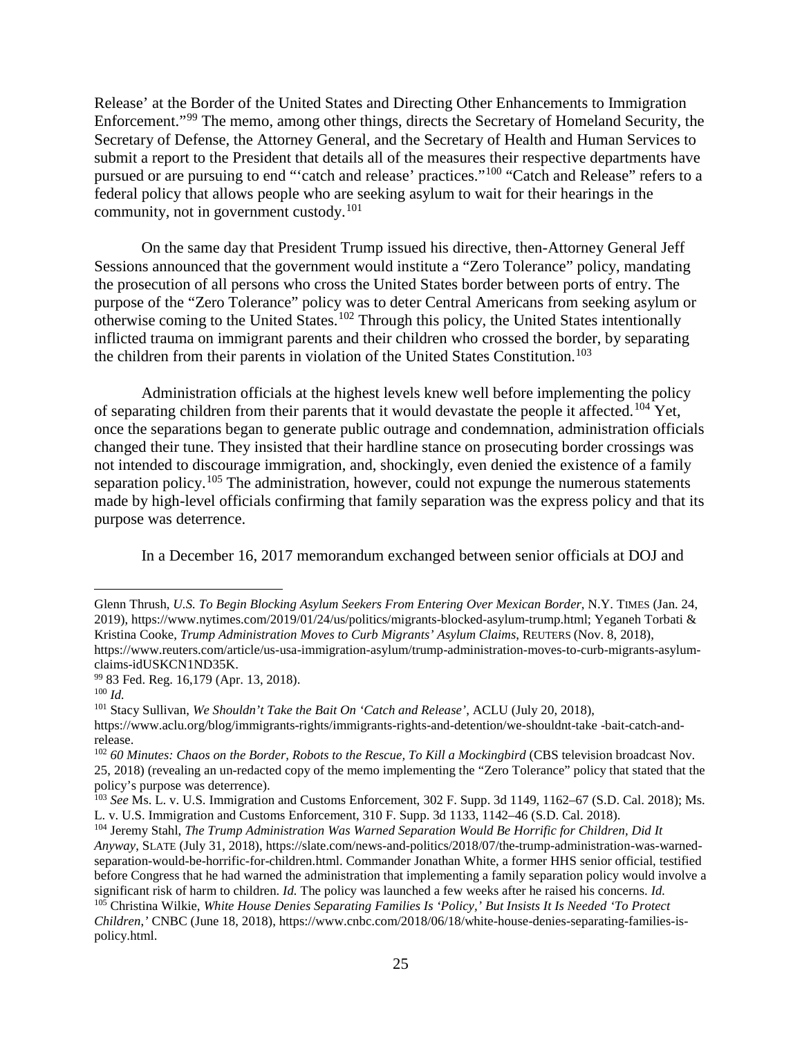Release' at the Border of the United States and Directing Other Enhancements to Immigration Enforcement."[99] The memo, among other things, directs the Secretary of Homeland Security, the Secretary of Defense, the Attorney General, and the Secretary of Health and Human Services to submit a report to the President that details all of the measures their respective departments have pursued or are pursuing to end "'catch and release' practices."[100] "Catch and Release" refers to a federal policy that allows people who are seeking asylum to wait for their hearings in the community, not in government custody.[101]

On the same day that President Trump issued his directive, then-Attorney General Jeff Sessions announced that the government would institute a "Zero Tolerance" policy, mandating the prosecution of all persons who cross the United States border between ports of entry. The purpose of the "Zero Tolerance" policy was to deter Central Americans from seeking asylum or otherwise coming to the United States.[102] Through this policy, the United States intentionally inflicted trauma on immigrant parents and their children who crossed the border, by separating the children from their parents in violation of the United States Constitution.[103]

Administration officials at the highest levels knew well before implementing the policy of separating children from their parents that it would devastate the people it affected.[104] Yet, once the separations began to generate public outrage and condemnation, administration officials changed their tune. They insisted that their hardline stance on prosecuting border crossings was not intended to discourage immigration, and, shockingly, even denied the existence of a family separation policy.[105] The administration, however, could not expunge the numerous statements made by high-level officials confirming that family separation was the express policy and that its purpose was deterrence.

In a December 16, 2017 memorandum exchanged between senior officials at DOJ and

---

Glenn Thrush, *U.S. To Begin Blocking Asylum Seekers From Entering Over Mexican Border*, N.Y. TIMES (Jan. 24, 2019), https://www.nytimes.com/2019/01/24/us/politics/migrants-blocked-asylum-trump.html; Yeganeh Torbati & Kristina Cooke, *Trump Administration Moves to Curb Migrants' Asylum Claims*, REUTERS (Nov. 8, 2018), https://www.reuters.com/article/us-usa-immigration-asylum/trump-administration-moves-to-curb-migrants-asylum-claims-idUSKCN1ND35K.

[99] 83 Fed. Reg. 16,179 (Apr. 13, 2018).

[100] *Id.*

[101] Stacy Sullivan, *We Shouldn't Take the Bait On 'Catch and Release'*, ACLU (July 20, 2018), https://www.aclu.org/blog/immigrants-rights/immigrants-rights-and-detention/we-shouldnt-take -bait-catch-and-release.

[102] *60 Minutes: Chaos on the Border, Robots to the Rescue, To Kill a Mockingbird* (CBS television broadcast Nov. 25, 2018) (revealing an un-redacted copy of the memo implementing the "Zero Tolerance" policy that stated that the policy's purpose was deterrence).

[103] *See* Ms. L. v. U.S. Immigration and Customs Enforcement, 302 F. Supp. 3d 1149, 1162–67 (S.D. Cal. 2018); Ms. L. v. U.S. Immigration and Customs Enforcement, 310 F. Supp. 3d 1133, 1142–46 (S.D. Cal. 2018).

[104] Jeremy Stahl, *The Trump Administration Was Warned Separation Would Be Horrific for Children, Did It Anyway*, SLATE (July 31, 2018), https://slate.com/news-and-politics/2018/07/the-trump-administration-was-warned-separation-would-be-horrific-for-children.html. Commander Jonathan White, a former HHS senior official, testified before Congress that he had warned the administration that implementing a family separation policy would involve a significant risk of harm to children. *Id.* The policy was launched a few weeks after he raised his concerns. *Id.*

[105] Christina Wilkie, *White House Denies Separating Families Is 'Policy,' But Insists It Is Needed 'To Protect Children,'* CNBC (June 18, 2018), https://www.cnbc.com/2018/06/18/white-house-denies-separating-families-is-policy.html.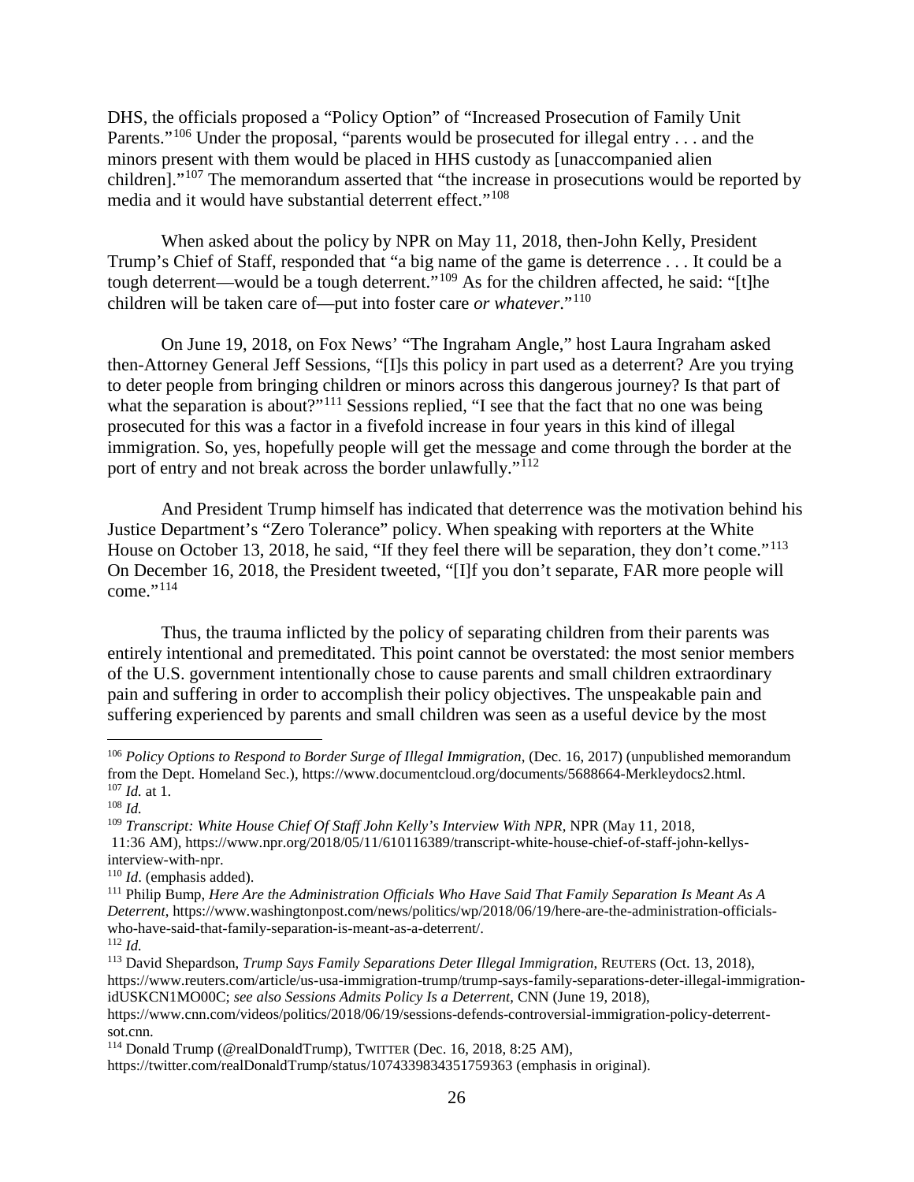DHS, the officials proposed a "Policy Option" of "Increased Prosecution of Family Unit Parents."[106] Under the proposal, "parents would be prosecuted for illegal entry . . . and the minors present with them would be placed in HHS custody as [unaccompanied alien children]."[107] The memorandum asserted that "the increase in prosecutions would be reported by media and it would have substantial deterrent effect."[108]

When asked about the policy by NPR on May 11, 2018, then-John Kelly, President Trump's Chief of Staff, responded that "a big name of the game is deterrence . . . It could be a tough deterrent—would be a tough deterrent."[109] As for the children affected, he said: "[t]he children will be taken care of—put into foster care *or whatever*."[110]

On June 19, 2018, on Fox News' "The Ingraham Angle," host Laura Ingraham asked then-Attorney General Jeff Sessions, "[I]s this policy in part used as a deterrent? Are you trying to deter people from bringing children or minors across this dangerous journey? Is that part of what the separation is about?"[111] Sessions replied, "I see that the fact that no one was being prosecuted for this was a factor in a fivefold increase in four years in this kind of illegal immigration. So, yes, hopefully people will get the message and come through the border at the port of entry and not break across the border unlawfully."[112]

And President Trump himself has indicated that deterrence was the motivation behind his Justice Department's "Zero Tolerance" policy. When speaking with reporters at the White House on October 13, 2018, he said, "If they feel there will be separation, they don't come."[113] On December 16, 2018, the President tweeted, "[I]f you don't separate, FAR more people will come."[114]

Thus, the trauma inflicted by the policy of separating children from their parents was entirely intentional and premeditated. This point cannot be overstated: the most senior members of the U.S. government intentionally chose to cause parents and small children extraordinary pain and suffering in order to accomplish their policy objectives. The unspeakable pain and suffering experienced by parents and small children was seen as a useful device by the most

---

[106] *Policy Options to Respond to Border Surge of Illegal Immigration*, (Dec. 16, 2017) (unpublished memorandum from the Dept. Homeland Sec.), https://www.documentcloud.org/documents/5688664-Merkleydocs2.html.

[107] *Id.* at 1.

[108] *Id.*

[109] *Transcript: White House Chief Of Staff John Kelly's Interview With NPR*, NPR (May 11, 2018, 11:36 AM), https://www.npr.org/2018/05/11/610116389/transcript-white-house-chief-of-staff-john-kellys-interview-with-npr.

[110] *Id*. (emphasis added).

[111] Philip Bump, *Here Are the Administration Officials Who Have Said That Family Separation Is Meant As A Deterrent*, https://www.washingtonpost.com/news/politics/wp/2018/06/19/here-are-the-administration-officials-who-have-said-that-family-separation-is-meant-as-a-deterrent/.

[112] *Id.*

[113] David Shepardson, *Trump Says Family Separations Deter Illegal Immigration*, REUTERS (Oct. 13, 2018), https://www.reuters.com/article/us-usa-immigration-trump/trump-says-family-separations-deter-illegal-immigration-idUSKCN1MO00C; *see also Sessions Admits Policy Is a Deterrent*, CNN (June 19, 2018), https://www.cnn.com/videos/politics/2018/06/19/sessions-defends-controversial-immigration-policy-deterrent-sot.cnn.

[114] Donald Trump (@realDonaldTrump), TWITTER (Dec. 16, 2018, 8:25 AM), https://twitter.com/realDonaldTrump/status/1074339834351759363 (emphasis in original).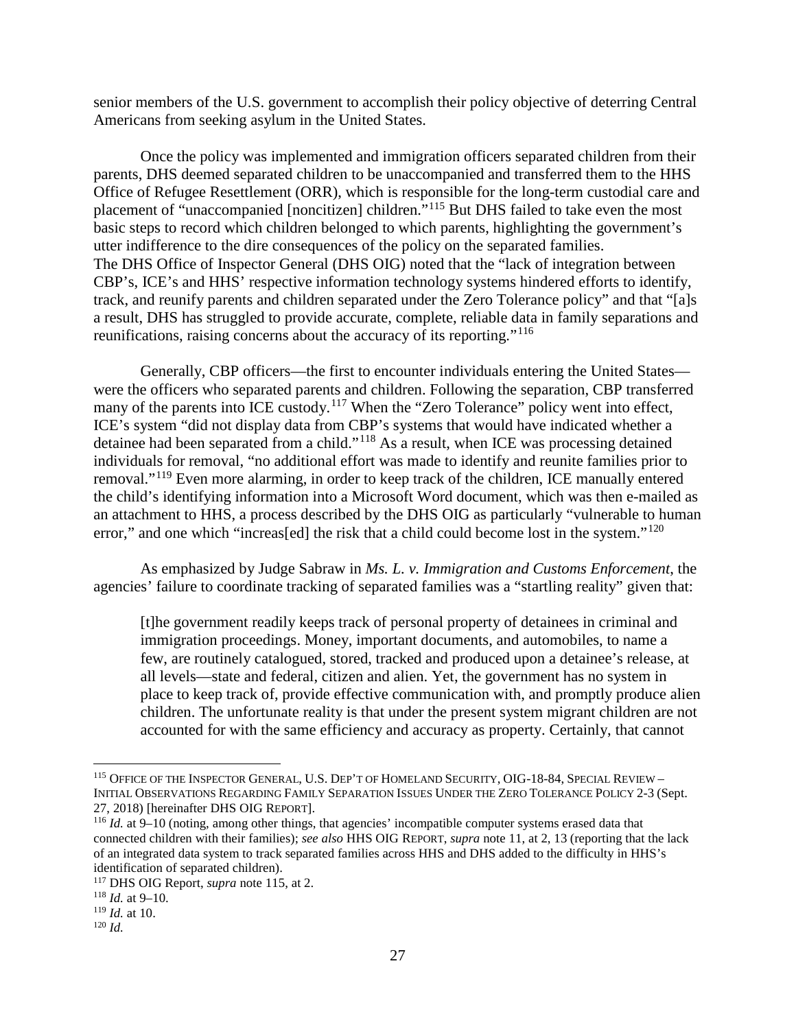senior members of the U.S. government to accomplish their policy objective of deterring Central Americans from seeking asylum in the United States.

Once the policy was implemented and immigration officers separated children from their parents, DHS deemed separated children to be unaccompanied and transferred them to the HHS Office of Refugee Resettlement (ORR), which is responsible for the long-term custodial care and placement of "unaccompanied [noncitizen] children."[115] But DHS failed to take even the most basic steps to record which children belonged to which parents, highlighting the government's utter indifference to the dire consequences of the policy on the separated families. The DHS Office of Inspector General (DHS OIG) noted that the "lack of integration between CBP's, ICE's and HHS' respective information technology systems hindered efforts to identify, track, and reunify parents and children separated under the Zero Tolerance policy" and that "[a]s a result, DHS has struggled to provide accurate, complete, reliable data in family separations and reunifications, raising concerns about the accuracy of its reporting."[116]

Generally, CBP officers—the first to encounter individuals entering the United States—were the officers who separated parents and children. Following the separation, CBP transferred many of the parents into ICE custody.[117] When the "Zero Tolerance" policy went into effect, ICE's system "did not display data from CBP's systems that would have indicated whether a detainee had been separated from a child."[118] As a result, when ICE was processing detained individuals for removal, "no additional effort was made to identify and reunite families prior to removal."[119] Even more alarming, in order to keep track of the children, ICE manually entered the child's identifying information into a Microsoft Word document, which was then e-mailed as an attachment to HHS, a process described by the DHS OIG as particularly "vulnerable to human error," and one which "increas[ed] the risk that a child could become lost in the system."[120]

As emphasized by Judge Sabraw in *Ms. L. v. Immigration and Customs Enforcement*, the agencies' failure to coordinate tracking of separated families was a "startling reality" given that:

> [t]he government readily keeps track of personal property of detainees in criminal and immigration proceedings. Money, important documents, and automobiles, to name a few, are routinely catalogued, stored, tracked and produced upon a detainee's release, at all levels—state and federal, citizen and alien. Yet, the government has no system in place to keep track of, provide effective communication with, and promptly produce alien children. The unfortunate reality is that under the present system migrant children are not accounted for with the same efficiency and accuracy as property. Certainly, that cannot

---

[115] OFFICE OF THE INSPECTOR GENERAL, U.S. DEP'T OF HOMELAND SECURITY, OIG-18-84, SPECIAL REVIEW – INITIAL OBSERVATIONS REGARDING FAMILY SEPARATION ISSUES UNDER THE ZERO TOLERANCE POLICY 2-3 (Sept. 27, 2018) [hereinafter DHS OIG REPORT].

[116] *Id.* at 9–10 (noting, among other things, that agencies' incompatible computer systems erased data that connected children with their families); *see also* HHS OIG REPORT, *supra* note 11, at 2, 13 (reporting that the lack of an integrated data system to track separated families across HHS and DHS added to the difficulty in HHS's identification of separated children).

[117] DHS OIG Report, *supra* note 115, at 2.

[118] *Id.* at 9–10.

[119] *Id.* at 10.

[120] *Id.*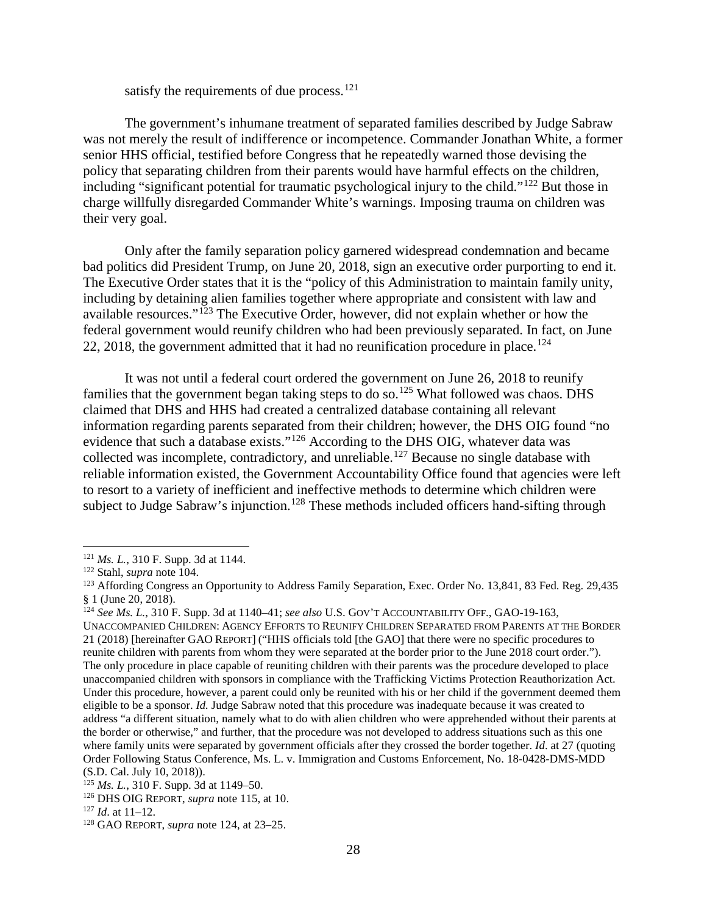satisfy the requirements of due process.[121]

The government's inhumane treatment of separated families described by Judge Sabraw was not merely the result of indifference or incompetence. Commander Jonathan White, a former senior HHS official, testified before Congress that he repeatedly warned those devising the policy that separating children from their parents would have harmful effects on the children, including "significant potential for traumatic psychological injury to the child."[122] But those in charge willfully disregarded Commander White's warnings. Imposing trauma on children was their very goal.

Only after the family separation policy garnered widespread condemnation and became bad politics did President Trump, on June 20, 2018, sign an executive order purporting to end it. The Executive Order states that it is the "policy of this Administration to maintain family unity, including by detaining alien families together where appropriate and consistent with law and available resources."[123] The Executive Order, however, did not explain whether or how the federal government would reunify children who had been previously separated. In fact, on June 22, 2018, the government admitted that it had no reunification procedure in place.[124]

It was not until a federal court ordered the government on June 26, 2018 to reunify families that the government began taking steps to do so.[125] What followed was chaos. DHS claimed that DHS and HHS had created a centralized database containing all relevant information regarding parents separated from their children; however, the DHS OIG found "no evidence that such a database exists."[126] According to the DHS OIG, whatever data was collected was incomplete, contradictory, and unreliable.[127] Because no single database with reliable information existed, the Government Accountability Office found that agencies were left to resort to a variety of inefficient and ineffective methods to determine which children were subject to Judge Sabraw's injunction.[128] These methods included officers hand-sifting through

---

[121] *Ms. L.*, 310 F. Supp. 3d at 1144.

[122] Stahl, *supra* note 104.

[123] Affording Congress an Opportunity to Address Family Separation, Exec. Order No. 13,841, 83 Fed. Reg. 29,435 § 1 (June 20, 2018).

[124] *See Ms. L.*, 310 F. Supp. 3d at 1140–41; *see also* U.S. GOV'T ACCOUNTABILITY OFF., GAO-19-163, UNACCOMPANIED CHILDREN: AGENCY EFFORTS TO REUNIFY CHILDREN SEPARATED FROM PARENTS AT THE BORDER 21 (2018) [hereinafter GAO REPORT] ("HHS officials told [the GAO] that there were no specific procedures to reunite children with parents from whom they were separated at the border prior to the June 2018 court order."). The only procedure in place capable of reuniting children with their parents was the procedure developed to place unaccompanied children with sponsors in compliance with the Trafficking Victims Protection Reauthorization Act. Under this procedure, however, a parent could only be reunited with his or her child if the government deemed them eligible to be a sponsor. *Id.* Judge Sabraw noted that this procedure was inadequate because it was created to address "a different situation, namely what to do with alien children who were apprehended without their parents at the border or otherwise," and further, that the procedure was not developed to address situations such as this one where family units were separated by government officials after they crossed the border together. *Id*. at 27 (quoting Order Following Status Conference, Ms. L. v. Immigration and Customs Enforcement, No. 18-0428-DMS-MDD (S.D. Cal. July 10, 2018)).

[125] *Ms. L.*, 310 F. Supp. 3d at 1149–50.

[126] DHS OIG REPORT, *supra* note 115, at 10.

[127] *Id*. at 11–12.

[128] GAO REPORT, *supra* note 124, at 23–25.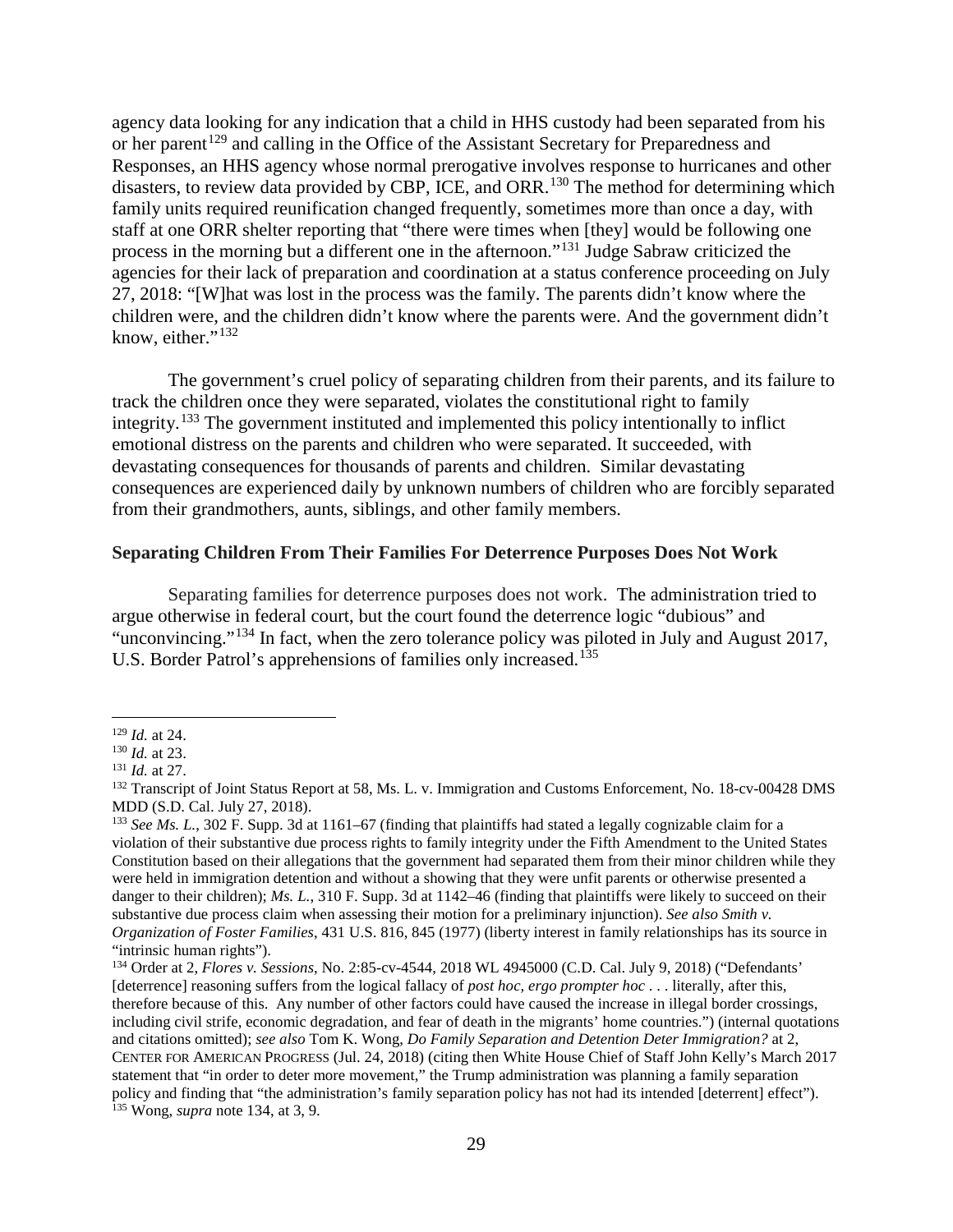agency data looking for any indication that a child in HHS custody had been separated from his or her parent[129] and calling in the Office of the Assistant Secretary for Preparedness and Responses, an HHS agency whose normal prerogative involves response to hurricanes and other disasters, to review data provided by CBP, ICE, and ORR.[130] The method for determining which family units required reunification changed frequently, sometimes more than once a day, with staff at one ORR shelter reporting that "there were times when [they] would be following one process in the morning but a different one in the afternoon."[131] Judge Sabraw criticized the agencies for their lack of preparation and coordination at a status conference proceeding on July 27, 2018: "[W]hat was lost in the process was the family. The parents didn't know where the children were, and the children didn't know where the parents were. And the government didn't know, either."[132]

The government's cruel policy of separating children from their parents, and its failure to track the children once they were separated, violates the constitutional right to family integrity.[133] The government instituted and implemented this policy intentionally to inflict emotional distress on the parents and children who were separated. It succeeded, with devastating consequences for thousands of parents and children. Similar devastating consequences are experienced daily by unknown numbers of children who are forcibly separated from their grandmothers, aunts, siblings, and other family members.

### Separating Children From Their Families For Deterrence Purposes Does Not Work

Separating families for deterrence purposes does not work. The administration tried to argue otherwise in federal court, but the court found the deterrence logic "dubious" and "unconvincing."[134] In fact, when the zero tolerance policy was piloted in July and August 2017, U.S. Border Patrol's apprehensions of families only increased.[135]

---

[129] *Id.* at 24.

[130] *Id.* at 23.

[131] *Id.* at 27.

[132] Transcript of Joint Status Report at 58, Ms. L. v. Immigration and Customs Enforcement, No. 18-cv-00428 DMS MDD (S.D. Cal. July 27, 2018).

[133] *See Ms. L.*, 302 F. Supp. 3d at 1161–67 (finding that plaintiffs had stated a legally cognizable claim for a violation of their substantive due process rights to family integrity under the Fifth Amendment to the United States Constitution based on their allegations that the government had separated them from their minor children while they were held in immigration detention and without a showing that they were unfit parents or otherwise presented a danger to their children); *Ms. L.*, 310 F. Supp. 3d at 1142–46 (finding that plaintiffs were likely to succeed on their substantive due process claim when assessing their motion for a preliminary injunction). *See also Smith v. Organization of Foster Families*, 431 U.S. 816, 845 (1977) (liberty interest in family relationships has its source in "intrinsic human rights").

[134] Order at 2, *Flores v. Sessions*, No. 2:85-cv-4544, 2018 WL 4945000 (C.D. Cal. July 9, 2018) ("Defendants' [deterrence] reasoning suffers from the logical fallacy of *post hoc, ergo prompter hoc* . . . literally, after this, therefore because of this. Any number of other factors could have caused the increase in illegal border crossings, including civil strife, economic degradation, and fear of death in the migrants' home countries.") (internal quotations and citations omitted); *see also* Tom K. Wong, *Do Family Separation and Detention Deter Immigration?* at 2, CENTER FOR AMERICAN PROGRESS (Jul. 24, 2018) (citing then White House Chief of Staff John Kelly's March 2017 statement that "in order to deter more movement," the Trump administration was planning a family separation policy and finding that "the administration's family separation policy has not had its intended [deterrent] effect").

[135] Wong, *supra* note 134, at 3, 9.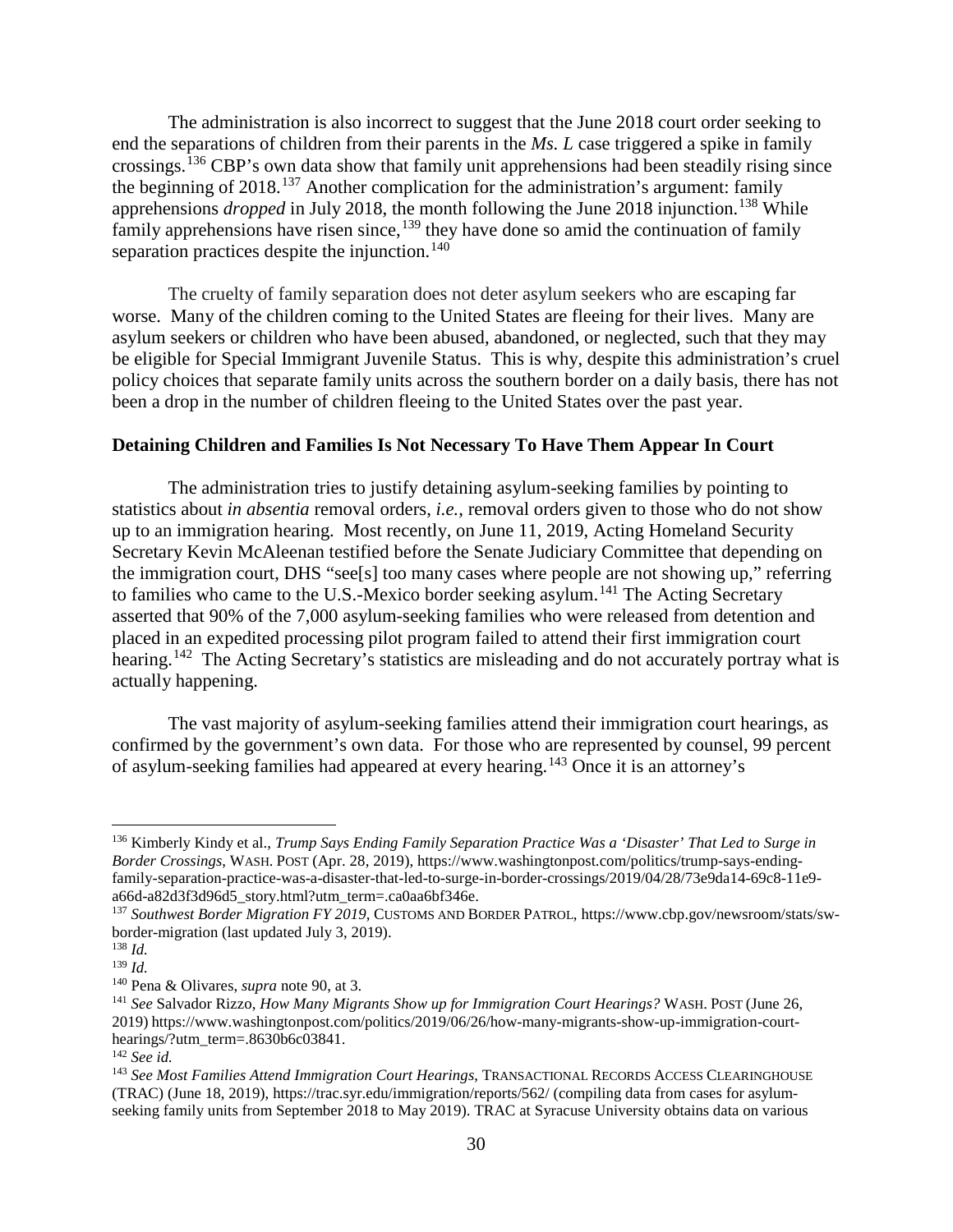The administration is also incorrect to suggest that the June 2018 court order seeking to end the separations of children from their parents in the *Ms. L* case triggered a spike in family crossings.[136] CBP's own data show that family unit apprehensions had been steadily rising since the beginning of 2018.[137] Another complication for the administration's argument: family apprehensions *dropped* in July 2018, the month following the June 2018 injunction.[138] While family apprehensions have risen since,[139] they have done so amid the continuation of family separation practices despite the injunction.[140]

The cruelty of family separation does not deter asylum seekers who are escaping far worse. Many of the children coming to the United States are fleeing for their lives. Many are asylum seekers or children who have been abused, abandoned, or neglected, such that they may be eligible for Special Immigrant Juvenile Status. This is why, despite this administration's cruel policy choices that separate family units across the southern border on a daily basis, there has not been a drop in the number of children fleeing to the United States over the past year.

**Detaining Children and Families Is Not Necessary To Have Them Appear In Court**

The administration tries to justify detaining asylum-seeking families by pointing to statistics about *in absentia* removal orders, *i.e.*, removal orders given to those who do not show up to an immigration hearing. Most recently, on June 11, 2019, Acting Homeland Security Secretary Kevin McAleenan testified before the Senate Judiciary Committee that depending on the immigration court, DHS "see[s] too many cases where people are not showing up," referring to families who came to the U.S.-Mexico border seeking asylum.[141] The Acting Secretary asserted that 90% of the 7,000 asylum-seeking families who were released from detention and placed in an expedited processing pilot program failed to attend their first immigration court hearing.[142] The Acting Secretary's statistics are misleading and do not accurately portray what is actually happening.

The vast majority of asylum-seeking families attend their immigration court hearings, as confirmed by the government's own data. For those who are represented by counsel, 99 percent of asylum-seeking families had appeared at every hearing.[143] Once it is an attorney's

---

[136] Kimberly Kindy et al., *Trump Says Ending Family Separation Practice Was a 'Disaster' That Led to Surge in Border Crossings*, WASH. POST (Apr. 28, 2019), https://www.washingtonpost.com/politics/trump-says-ending-family-separation-practice-was-a-disaster-that-led-to-surge-in-border-crossings/2019/04/28/73e9da14-69c8-11e9-a66d-a82d3f3d96d5_story.html?utm_term=.ca0aa6bf346e.

[137] *Southwest Border Migration FY 2019*, CUSTOMS AND BORDER PATROL, https://www.cbp.gov/newsroom/stats/sw-border-migration (last updated July 3, 2019).

[138] *Id.*

[139] *Id.*

[140] Pena & Olivares, *supra* note 90, at 3.

[141] *See* Salvador Rizzo, *How Many Migrants Show up for Immigration Court Hearings?* WASH. POST (June 26, 2019) https://www.washingtonpost.com/politics/2019/06/26/how-many-migrants-show-up-immigration-court-hearings/?utm_term=.8630b6c03841.

[142] *See id.*

[143] *See Most Families Attend Immigration Court Hearings*, TRANSACTIONAL RECORDS ACCESS CLEARINGHOUSE (TRAC) (June 18, 2019), https://trac.syr.edu/immigration/reports/562/ (compiling data from cases for asylum-seeking family units from September 2018 to May 2019). TRAC at Syracuse University obtains data on various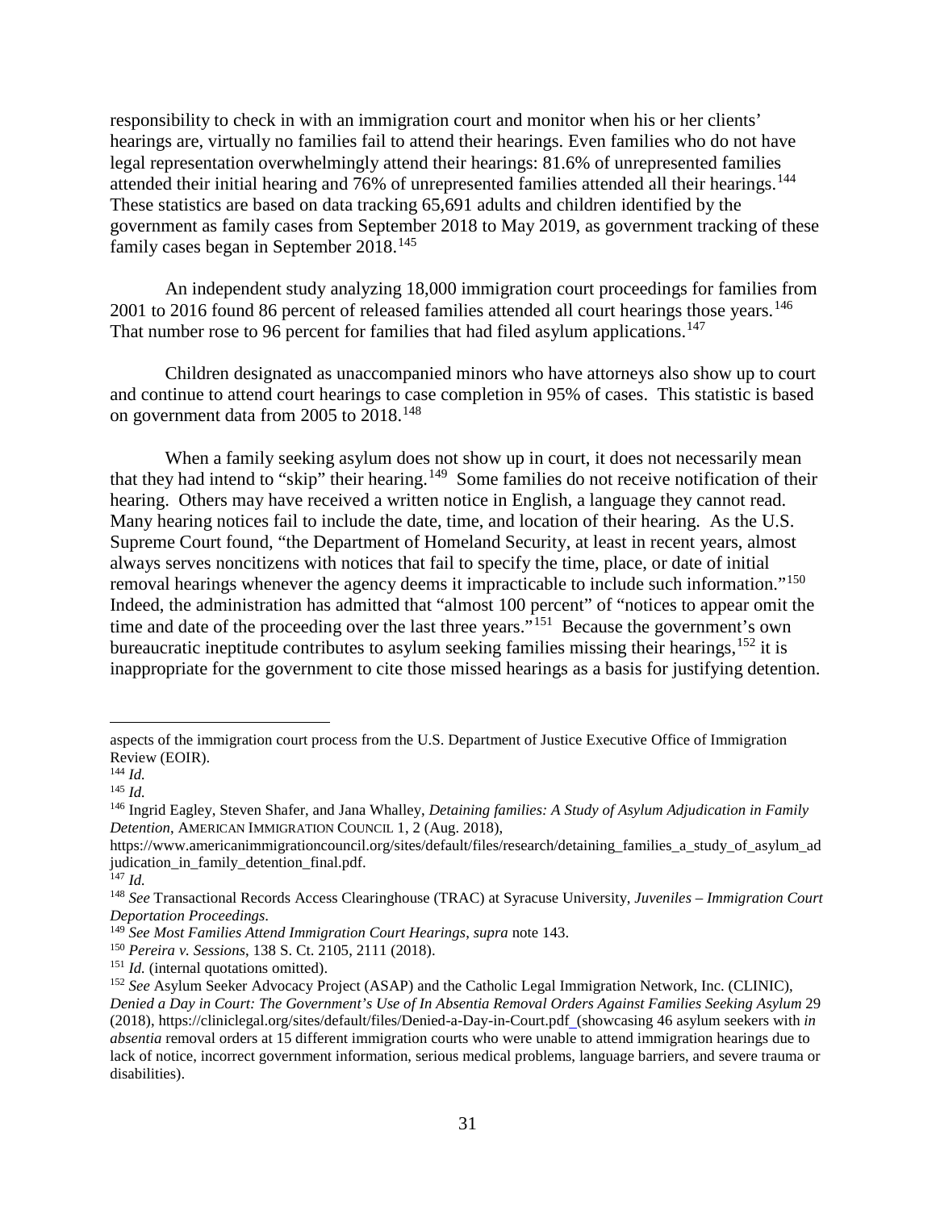responsibility to check in with an immigration court and monitor when his or her clients' hearings are, virtually no families fail to attend their hearings. Even families who do not have legal representation overwhelmingly attend their hearings: 81.6% of unrepresented families attended their initial hearing and 76% of unrepresented families attended all their hearings.[144] These statistics are based on data tracking 65,691 adults and children identified by the government as family cases from September 2018 to May 2019, as government tracking of these family cases began in September 2018.[145]

An independent study analyzing 18,000 immigration court proceedings for families from 2001 to 2016 found 86 percent of released families attended all court hearings those years.[146] That number rose to 96 percent for families that had filed asylum applications.[147]

Children designated as unaccompanied minors who have attorneys also show up to court and continue to attend court hearings to case completion in 95% of cases. This statistic is based on government data from 2005 to 2018.[148]

When a family seeking asylum does not show up in court, it does not necessarily mean that they had intend to "skip" their hearing.[149] Some families do not receive notification of their hearing. Others may have received a written notice in English, a language they cannot read. Many hearing notices fail to include the date, time, and location of their hearing. As the U.S. Supreme Court found, "the Department of Homeland Security, at least in recent years, almost always serves noncitizens with notices that fail to specify the time, place, or date of initial removal hearings whenever the agency deems it impracticable to include such information."[150] Indeed, the administration has admitted that "almost 100 percent" of "notices to appear omit the time and date of the proceeding over the last three years."[151] Because the government's own bureaucratic ineptitude contributes to asylum seeking families missing their hearings,[152] it is inappropriate for the government to cite those missed hearings as a basis for justifying detention.

---

aspects of the immigration court process from the U.S. Department of Justice Executive Office of Immigration Review (EOIR).

[144] *Id.*

[145] *Id.*

[146] Ingrid Eagley, Steven Shafer, and Jana Whalley, *Detaining families: A Study of Asylum Adjudication in Family Detention*, AMERICAN IMMIGRATION COUNCIL 1, 2 (Aug. 2018), https://www.americanimmigrationcouncil.org/sites/default/files/research/detaining_families_a_study_of_asylum_adjudication_in_family_detention_final.pdf.

[147] *Id.*

[148] *See* Transactional Records Access Clearinghouse (TRAC) at Syracuse University, *Juveniles – Immigration Court Deportation Proceedings*.

[149] *See Most Families Attend Immigration Court Hearings*, *supra* note 143.

[150] *Pereira v. Sessions*, 138 S. Ct. 2105, 2111 (2018).

[151] *Id.* (internal quotations omitted).

[152] *See* Asylum Seeker Advocacy Project (ASAP) and the Catholic Legal Immigration Network, Inc. (CLINIC), *Denied a Day in Court: The Government's Use of In Absentia Removal Orders Against Families Seeking Asylum* 29 (2018), https://cliniclegal.org/sites/default/files/Denied-a-Day-in-Court.pdf (showcasing 46 asylum seekers with *in absentia* removal orders at 15 different immigration courts who were unable to attend immigration hearings due to lack of notice, incorrect government information, serious medical problems, language barriers, and severe trauma or disabilities).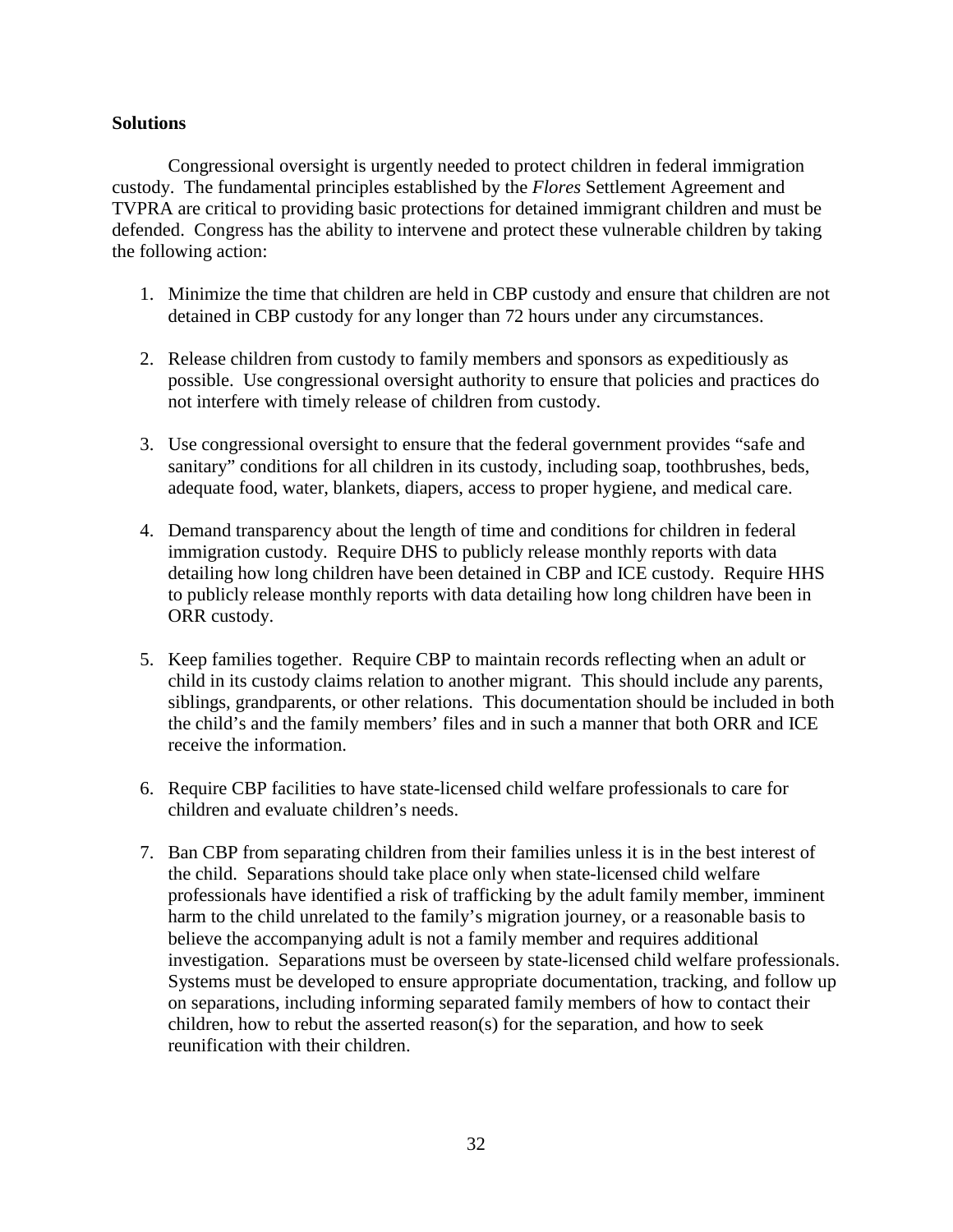**Solutions**

Congressional oversight is urgently needed to protect children in federal immigration custody. The fundamental principles established by the *Flores* Settlement Agreement and TVPRA are critical to providing basic protections for detained immigrant children and must be defended. Congress has the ability to intervene and protect these vulnerable children by taking the following action:

1. Minimize the time that children are held in CBP custody and ensure that children are not detained in CBP custody for any longer than 72 hours under any circumstances.

2. Release children from custody to family members and sponsors as expeditiously as possible. Use congressional oversight authority to ensure that policies and practices do not interfere with timely release of children from custody.

3. Use congressional oversight to ensure that the federal government provides "safe and sanitary" conditions for all children in its custody, including soap, toothbrushes, beds, adequate food, water, blankets, diapers, access to proper hygiene, and medical care.

4. Demand transparency about the length of time and conditions for children in federal immigration custody. Require DHS to publicly release monthly reports with data detailing how long children have been detained in CBP and ICE custody. Require HHS to publicly release monthly reports with data detailing how long children have been in ORR custody.

5. Keep families together. Require CBP to maintain records reflecting when an adult or child in its custody claims relation to another migrant. This should include any parents, siblings, grandparents, or other relations. This documentation should be included in both the child's and the family members' files and in such a manner that both ORR and ICE receive the information.

6. Require CBP facilities to have state-licensed child welfare professionals to care for children and evaluate children's needs.

7. Ban CBP from separating children from their families unless it is in the best interest of the child. Separations should take place only when state-licensed child welfare professionals have identified a risk of trafficking by the adult family member, imminent harm to the child unrelated to the family's migration journey, or a reasonable basis to believe the accompanying adult is not a family member and requires additional investigation. Separations must be overseen by state-licensed child welfare professionals. Systems must be developed to ensure appropriate documentation, tracking, and follow up on separations, including informing separated family members of how to contact their children, how to rebut the asserted reason(s) for the separation, and how to seek reunification with their children.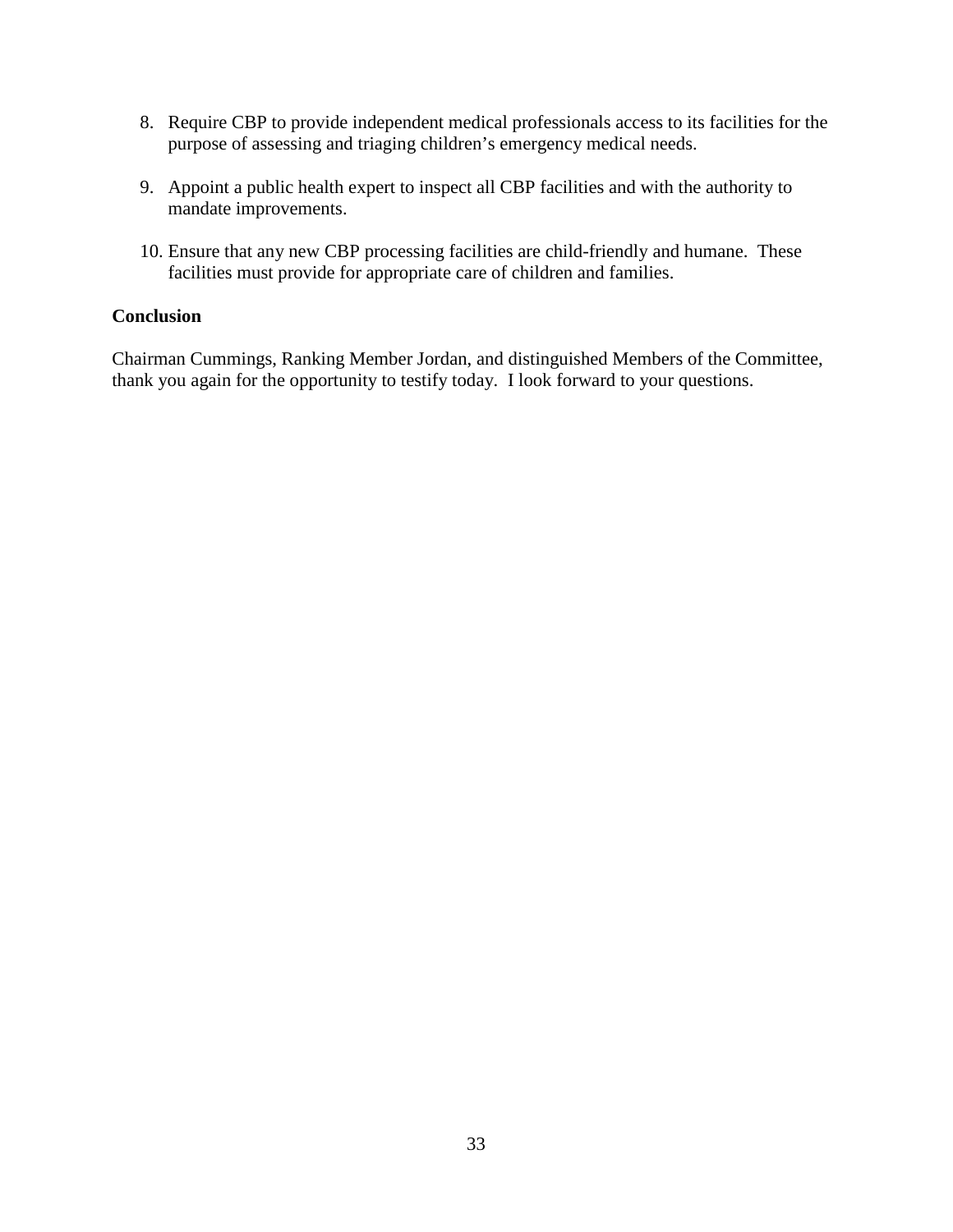8. Require CBP to provide independent medical professionals access to its facilities for the purpose of assessing and triaging children's emergency medical needs.

9. Appoint a public health expert to inspect all CBP facilities and with the authority to mandate improvements.

10. Ensure that any new CBP processing facilities are child-friendly and humane. These facilities must provide for appropriate care of children and families.

**Conclusion**

Chairman Cummings, Ranking Member Jordan, and distinguished Members of the Committee, thank you again for the opportunity to testify today. I look forward to your questions.